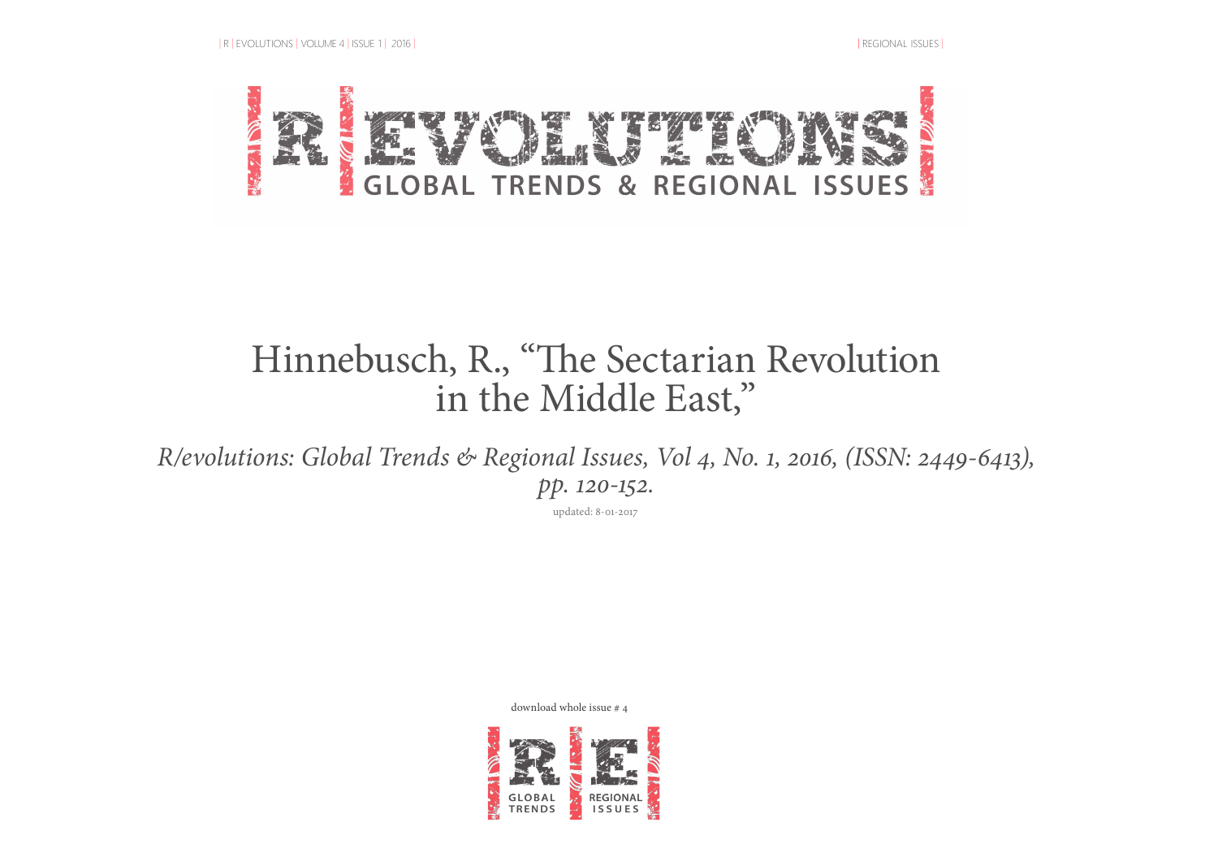# R|EVOLUTIONS GLOBAL TRENDS & REGIONAL ISSUES

# Hinnebusch, R., "The Sectarian Revolution in the Middle East,"

*R/evolutions: Global Trends & Regional Issues, Vol 4, No. 1, 2016, (ISSN: 2449-6413), pp. 120-152.*

updated: 8-01-2017

download whole issue # 4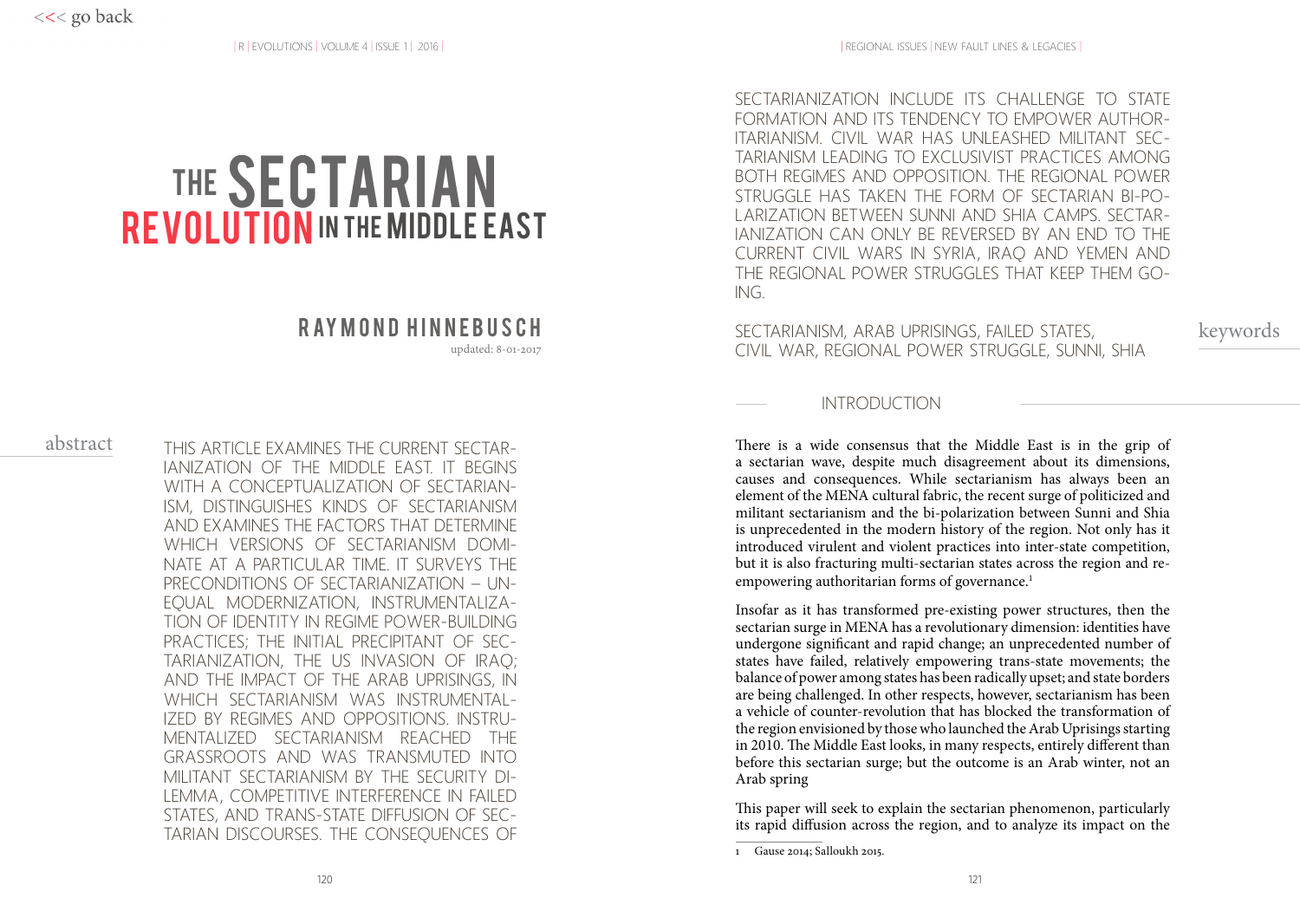# THE SECTARIAN REVOLUTION IN THE MIDDLE EAST

## RAYMOND HINNEBUSCH

updated: 8-01-2017

**abstract**

THIS ARTICLE EXAMINES THE CURRENT SECTARIANIZATION OF THE MIDDLE EAST. IT BEGINS WITH A CONCEPTUALIZATION OF SECTARIANISM, DISTINGUISHES KINDS OF SECTARIANISM AND EXAMINES THE FACTORS THAT DETERMINE WHICH VERSIONS OF SECTARIANISM DOMINATE AT A PARTICULAR TIME. IT SURVEYS THE PRECONDITIONS OF SECTARIANIZATION – UNEQUAL MODERNIZATION, INSTRUMENTALIZATION OF IDENTITY IN REGIME POWER-BUILDING PRACTICES; THE INITIAL PRECIPITANT OF SECTARIANIZATION, THE US INVASION OF IRAQ; AND THE IMPACT OF THE ARAB UPRISINGS, IN WHICH SECTARIANISM WAS INSTRUMENTALIZED BY REGIMES AND OPPOSITIONS. INSTRUMENTALIZED SECTARIANISM REACHED THE GRASSROOTS AND WAS TRANSMUTED INTO MILITANT SECTARIANISM BY THE SECURITY DILEMMA, COMPETITIVE INTERFERENCE IN FAILED STATES, AND TRANS-STATE DIFFUSION OF SECTARIAN DISCOURSES. THE CONSEQUENCES OF SECTARIANIZATION INCLUDE ITS CHALLENGE TO STATE FORMATION AND ITS TENDENCY TO EMPOWER AUTHORITARIANISM. CIVIL WAR HAS UNLEASHED MILITANT SECTARIANISM LEADING TO EXCLUSIVIST PRACTICES AMONG BOTH REGIMES AND OPPOSITION. THE REGIONAL POWER STRUGGLE HAS TAKEN THE FORM OF SECTARIAN BI-POLARIZATION BETWEEN SUNNI AND SHIA CAMPS. SECTARIANIZATION CAN ONLY BE REVERSED BY AN END TO THE CURRENT CIVIL WARS IN SYRIA, IRAQ AND YEMEN AND THE REGIONAL POWER STRUGGLES THAT KEEP THEM GOING.

**keywords**

SECTARIANISM, ARAB UPRISINGS, FAILED STATES, CIVIL WAR, REGIONAL POWER STRUGGLE, SUNNI, SHIA

## INTRODUCTION

There is a wide consensus that the Middle East is in the grip of a sectarian wave, despite much disagreement about its dimensions, causes and consequences. While sectarianism has always been an element of the MENA cultural fabric, the recent surge of politicized and militant sectarianism and the bi-polarization between Sunni and Shia is unprecedented in the modern history of the region. Not only has it introduced virulent and violent practices into inter-state competition, but it is also fracturing multi-sectarian states across the region and re-empowering authoritarian forms of governance.[1]

Insofar as it has transformed pre-existing power structures, then the sectarian surge in MENA has a revolutionary dimension: identities have undergone significant and rapid change; an unprecedented number of states have failed, relatively empowering trans-state movements; the balance of power among states has been radically upset; and state borders are being challenged. In other respects, however, sectarianism has been a vehicle of counter-revolution that has blocked the transformation of the region envisioned by those who launched the Arab Uprisings starting in 2010. The Middle East looks, in many respects, entirely different than before this sectarian surge; but the outcome is an Arab winter, not an Arab spring

This paper will seek to explain the sectarian phenomenon, particularly its rapid diffusion across the region, and to analyze its impact on the

1 Gause 2014; Salloukh 2015.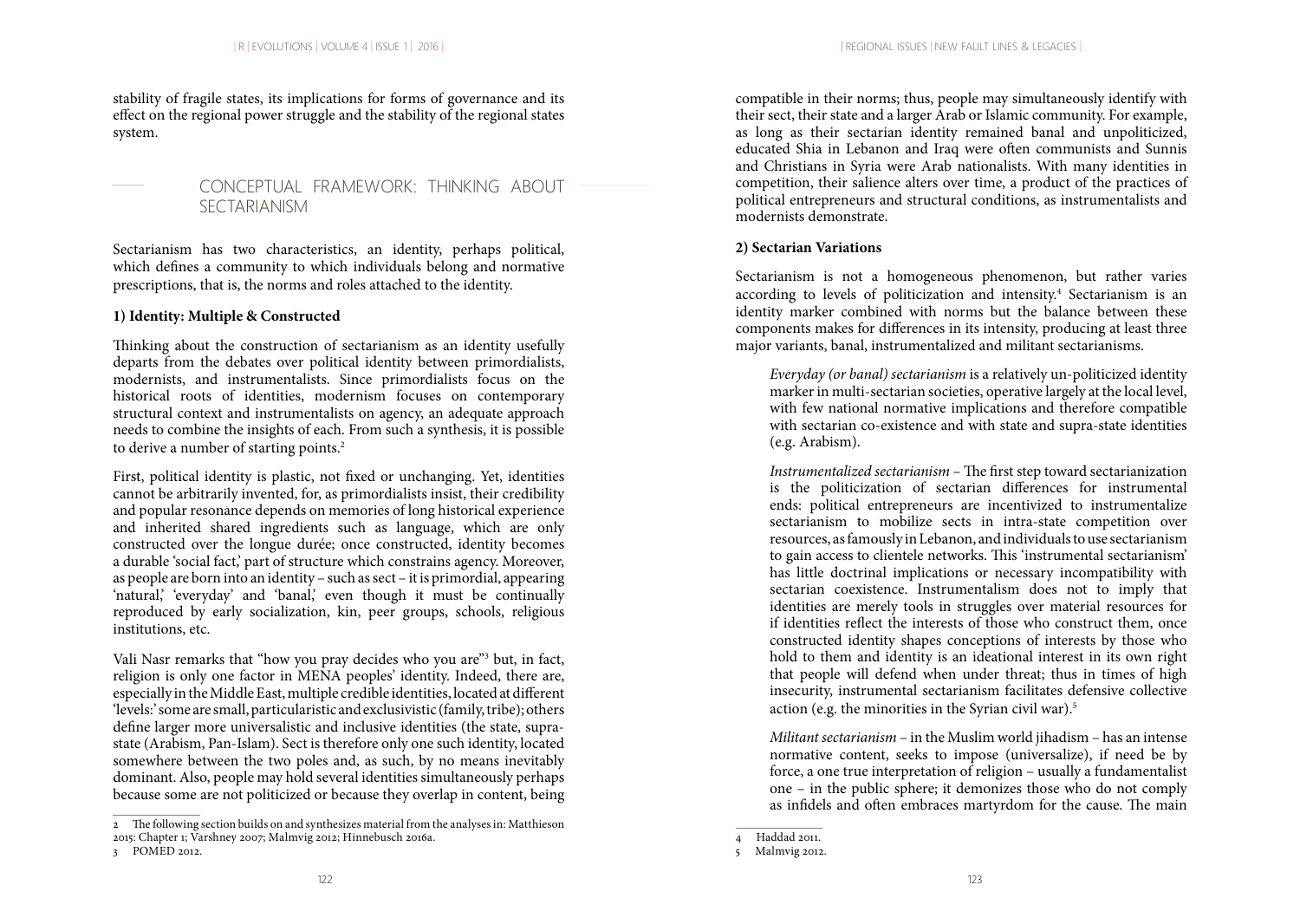stability of fragile states, its implications for forms of governance and its effect on the regional power struggle and the stability of the regional states system.

## CONCEPTUAL FRAMEWORK: THINKING ABOUT SECTARIANISM

Sectarianism has two characteristics, an identity, perhaps political, which defines a community to which individuals belong and normative prescriptions, that is, the norms and roles attached to the identity.

### 1) Identity: Multiple & Constructed

Thinking about the construction of sectarianism as an identity usefully departs from the debates over political identity between primordialists, modernists, and instrumentalists. Since primordialists focus on the historical roots of identities, modernism focuses on contemporary structural context and instrumentalists on agency, an adequate approach needs to combine the insights of each. From such a synthesis, it is possible to derive a number of starting points.[2]

First, political identity is plastic, not fixed or unchanging. Yet, identities cannot be arbitrarily invented, for, as primordialists insist, their credibility and popular resonance depends on memories of long historical experience and inherited shared ingredients such as language, which are only constructed over the longue durée; once constructed, identity becomes a durable 'social fact,' part of structure which constrains agency. Moreover, as people are born into an identity – such as sect – it is primordial, appearing 'natural,' 'everyday' and 'banal,' even though it must be continually reproduced by early socialization, kin, peer groups, schools, religious institutions, etc.

Vali Nasr remarks that "how you pray decides who you are"[3] but, in fact, religion is only one factor in MENA peoples' identity. Indeed, there are, especially in the Middle East, multiple credible identities, located at different 'levels:' some are small, particularistic and exclusivistic (family, tribe); others define larger more universalistic and inclusive identities (the state, supra-state (Arabism, Pan-Islam). Sect is therefore only one such identity, located somewhere between the two poles and, as such, by no means inevitably dominant. Also, people may hold several identities simultaneously perhaps because some are not politicized or because they overlap in content, being compatible in their norms; thus, people may simultaneously identify with their sect, their state and a larger Arab or Islamic community. For example, as long as their sectarian identity remained banal and unpoliticized, educated Shia in Lebanon and Iraq were often communists and Sunnis and Christians in Syria were Arab nationalists. With many identities in competition, their salience alters over time, a product of the practices of political entrepreneurs and structural conditions, as instrumentalists and modernists demonstrate.

### 2) Sectarian Variations

Sectarianism is not a homogeneous phenomenon, but rather varies according to levels of politicization and intensity.[4] Sectarianism is an identity marker combined with norms but the balance between these components makes for differences in its intensity, producing at least three major variants, banal, instrumentalized and militant sectarianisms.

> *Everyday (or banal) sectarianism* is a relatively un-politicized identity marker in multi-sectarian societies, operative largely at the local level, with few national normative implications and therefore compatible with sectarian co-existence and with state and supra-state identities (e.g. Arabism).
>
> *Instrumentalized sectarianism* – The first step toward sectarianization is the politicization of sectarian differences for instrumental ends: political entrepreneurs are incentivized to instrumentalize sectarianism to mobilize sects in intra-state competition over resources, as famously in Lebanon, and individuals to use sectarianism to gain access to clientele networks. This 'instrumental sectarianism' has little doctrinal implications or necessary incompatibility with sectarian coexistence. Instrumentalism does not to imply that identities are merely tools in struggles over material resources for if identities reflect the interests of those who construct them, once constructed identity shapes conceptions of interests by those who hold to them and identity is an ideational interest in its own right that people will defend when under threat; thus in times of high insecurity, instrumental sectarianism facilitates defensive collective action (e.g. the minorities in the Syrian civil war).[5]
>
> *Militant sectarianism* – in the Muslim world jihadism – has an intense normative content, seeks to impose (universalize), if need be by force, a one true interpretation of religion – usually a fundamentalist one – in the public sphere; it demonizes those who do not comply as infidels and often embraces martyrdom for the cause. The main

---

2 The following section builds on and synthesizes material from the analyses in: Matthieson 2015: Chapter 1; Varshney 2007; Malmvig 2012; Hinnebusch 2016a.

3 POMED 2012.

4 Haddad 2011.

5 Malmvig 2012.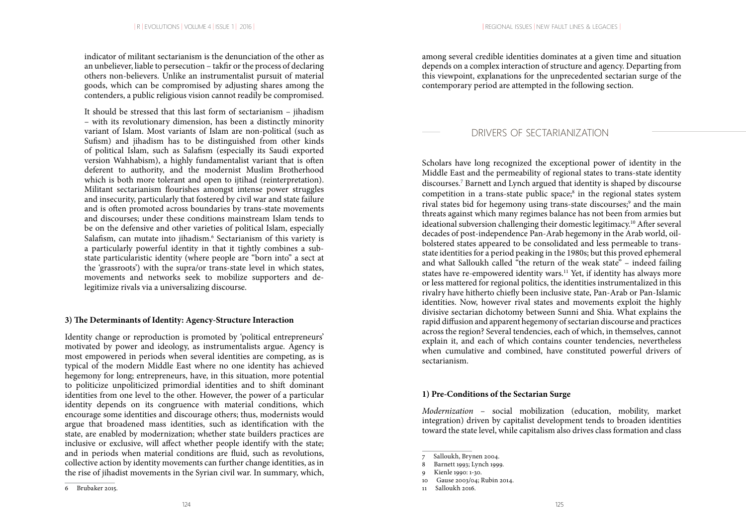indicator of militant sectarianism is the denunciation of the other as an unbeliever, liable to persecution – takfir or the process of declaring others non-believers. Unlike an instrumentalist pursuit of material goods, which can be compromised by adjusting shares among the contenders, a public religious vision cannot readily be compromised.

It should be stressed that this last form of sectarianism – jihadism – with its revolutionary dimension, has been a distinctly minority variant of Islam. Most variants of Islam are non-political (such as Sufism) and jihadism has to be distinguished from other kinds of political Islam, such as Salafism (especially its Saudi exported version Wahhabism), a highly fundamentalist variant that is often deferent to authority, and the modernist Muslim Brotherhood which is both more tolerant and open to ijtihad (reinterpretation). Militant sectarianism flourishes amongst intense power struggles and insecurity, particularly that fostered by civil war and state failure and is often promoted across boundaries by trans-state movements and discourses; under these conditions mainstream Islam tends to be on the defensive and other varieties of political Islam, especially Salafism, can mutate into jihadism.[6] Sectarianism of this variety is a particularly powerful identity in that it tightly combines a sub-state particularistic identity (where people are "born into" a sect at the 'grassroots') with the supra/or trans-state level in which states, movements and networks seek to mobilize supporters and de-legitimize rivals via a universalizing discourse.

### 3) The Determinants of Identity: Agency-Structure Interaction

Identity change or reproduction is promoted by 'political entrepreneurs' motivated by power and ideology, as instrumentalists argue. Agency is most empowered in periods when several identities are competing, as is typical of the modern Middle East where no one identity has achieved hegemony for long; entrepreneurs, have, in this situation, more potential to politicize unpoliticized primordial identities and to shift dominant identities from one level to the other. However, the power of a particular identity depends on its congruence with material conditions, which encourage some identities and discourage others; thus, modernists would argue that broadened mass identities, such as identification with the state, are enabled by modernization; whether state builders practices are inclusive or exclusive, will affect whether people identify with the state; and in periods when material conditions are fluid, such as revolutions, collective action by identity movements can further change identities, as in the rise of jihadist movements in the Syrian civil war. In summary, which, among several credible identities dominates at a given time and situation depends on a complex interaction of structure and agency. Departing from this viewpoint, explanations for the unprecedented sectarian surge of the contemporary period are attempted in the following section.

6 Brubaker 2015.

## DRIVERS OF SECTARIANIZATION

Scholars have long recognized the exceptional power of identity in the Middle East and the permeability of regional states to trans-state identity discourses.[7] Barnett and Lynch argued that identity is shaped by discourse competition in a trans-state public space;[8] in the regional states system rival states bid for hegemony using trans-state discourses;[9] and the main threats against which many regimes balance has not been from armies but ideational subversion challenging their domestic legitimacy.[10] After several decades of post-independence Pan-Arab hegemony in the Arab world, oil-bolstered states appeared to be consolidated and less permeable to trans-state identities for a period peaking in the 1980s; but this proved ephemeral and what Salloukh called "the return of the weak state" – indeed failing states have re-empowered identity wars.[11] Yet, if identity has always more or less mattered for regional politics, the identities instrumentalized in this rivalry have hitherto chiefly been inclusive state, Pan-Arab or Pan-Islamic identities. Now, however rival states and movements exploit the highly divisive sectarian dichotomy between Sunni and Shia. What explains the rapid diffusion and apparent hegemony of sectarian discourse and practices across the region? Several tendencies, each of which, in themselves, cannot explain it, and each of which contains counter tendencies, nevertheless when cumulative and combined, have constituted powerful drivers of sectarianism.

### 1) Pre-Conditions of the Sectarian Surge

*Modernization* – social mobilization (education, mobility, market integration) driven by capitalist development tends to broaden identities toward the state level, while capitalism also drives class formation and class

7 Salloukh, Brynen 2004.
8 Barnett 1993; Lynch 1999.
9 Kienle 1990: 1-30.
10 Gause 2003/04; Rubin 2014.
11 Salloukh 2016.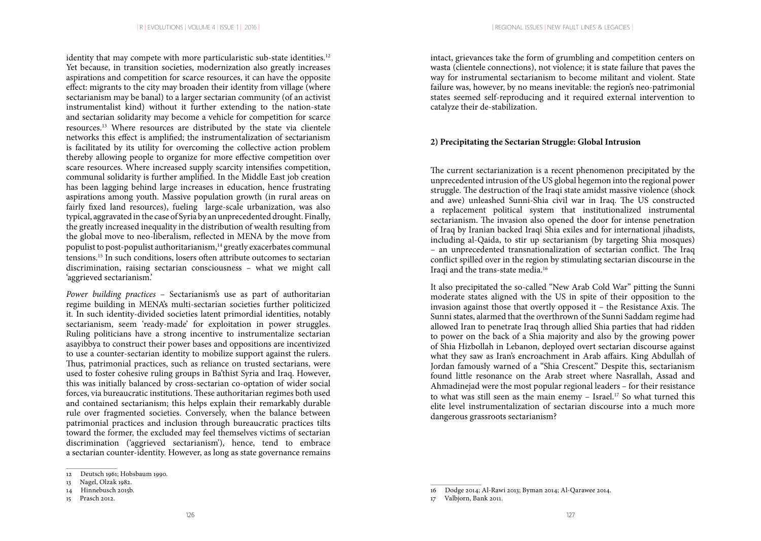identity that may compete with more particularistic sub-state identities.[12] Yet because, in transition societies, modernization also greatly increases aspirations and competition for scarce resources, it can have the opposite effect: migrants to the city may broaden their identity from village (where sectarianism may be banal) to a larger sectarian community (of an activist instrumentalist kind) without it further extending to the nation-state and sectarian solidarity may become a vehicle for competition for scarce resources.[13] Where resources are distributed by the state via clientele networks this effect is amplified; the instrumentalization of sectarianism is facilitated by its utility for overcoming the collective action problem thereby allowing people to organize for more effective competition over scare resources. Where increased supply scarcity intensifies competition, communal solidarity is further amplified. In the Middle East job creation has been lagging behind large increases in education, hence frustrating aspirations among youth. Massive population growth (in rural areas on fairly fixed land resources), fueling large-scale urbanization, was also typical, aggravated in the case of Syria by an unprecedented drought. Finally, the greatly increased inequality in the distribution of wealth resulting from the global move to neo-liberalism, reflected in MENA by the move from populist to post-populist authoritarianism,[14] greatly exacerbates communal tensions.[15] In such conditions, losers often attribute outcomes to sectarian discrimination, raising sectarian consciousness – what we might call 'aggrieved sectarianism.'

*Power building practices* – Sectarianism's use as part of authoritarian regime building in MENA's multi-sectarian societies further politicized it. In such identity-divided societies latent primordial identities, notably sectarianism, seem 'ready-made' for exploitation in power struggles. Ruling politicians have a strong incentive to instrumentalize sectarian asayibbya to construct their power bases and oppositions are incentivized to use a counter-sectarian identity to mobilize support against the rulers. Thus, patrimonial practices, such as reliance on trusted sectarians, were used to foster cohesive ruling groups in Ba'thist Syria and Iraq. However, this was initially balanced by cross-sectarian co-optation of wider social forces, via bureaucratic institutions. These authoritarian regimes both used and contained sectarianism; this helps explain their remarkably durable rule over fragmented societies. Conversely, when the balance between patrimonial practices and inclusion through bureaucratic practices tilts toward the former, the excluded may feel themselves victims of sectarian discrimination ('aggrieved sectarianism'), hence, tend to embrace a sectarian counter-identity. However, as long as state governance remains intact, grievances take the form of grumbling and competition centers on wasta (clientele connections), not violence; it is state failure that paves the way for instrumental sectarianism to become militant and violent. State failure was, however, by no means inevitable: the region's neo-patrimonial states seemed self-reproducing and it required external intervention to catalyze their de-stabilization.

## 2) Precipitating the Sectarian Struggle: Global Intrusion

The current sectarianization is a recent phenomenon precipitated by the unprecedented intrusion of the US global hegemon into the regional power struggle. The destruction of the Iraqi state amidst massive violence (shock and awe) unleashed Sunni-Shia civil war in Iraq. The US constructed a replacement political system that institutionalized instrumental sectarianism. The invasion also opened the door for intense penetration of Iraq by Iranian backed Iraqi Shia exiles and for international jihadists, including al-Qaida, to stir up sectarianism (by targeting Shia mosques) – an unprecedented transnationalization of sectarian conflict. The Iraq conflict spilled over in the region by stimulating sectarian discourse in the Iraqi and the trans-state media.[16]

It also precipitated the so-called "New Arab Cold War" pitting the Sunni moderate states aligned with the US in spite of their opposition to the invasion against those that overtly opposed it – the Resistance Axis. The Sunni states, alarmed that the overthrown of the Sunni Saddam regime had allowed Iran to penetrate Iraq through allied Shia parties that had ridden to power on the back of a Shia majority and also by the growing power of Shia Hizbollah in Lebanon, deployed overt sectarian discourse against what they saw as Iran's encroachment in Arab affairs. King Abdullah of Jordan famously warned of a "Shia Crescent." Despite this, sectarianism found little resonance on the Arab street where Nasrallah, Assad and Ahmadinejad were the most popular regional leaders – for their resistance to what was still seen as the main enemy – Israel.[17] So what turned this elite level instrumentalization of sectarian discourse into a much more dangerous grassroots sectarianism?

---

12 Deutsch 1961; Hobsbaum 1990.

13 Nagel, Olzak 1982.

14 Hinnebusch 2015b.

15 Prasch 2012.

16 Dodge 2014; Al-Rawi 2013; Byman 2014; Al-Qarawee 2014.

17 Valbjorn, Bank 2011.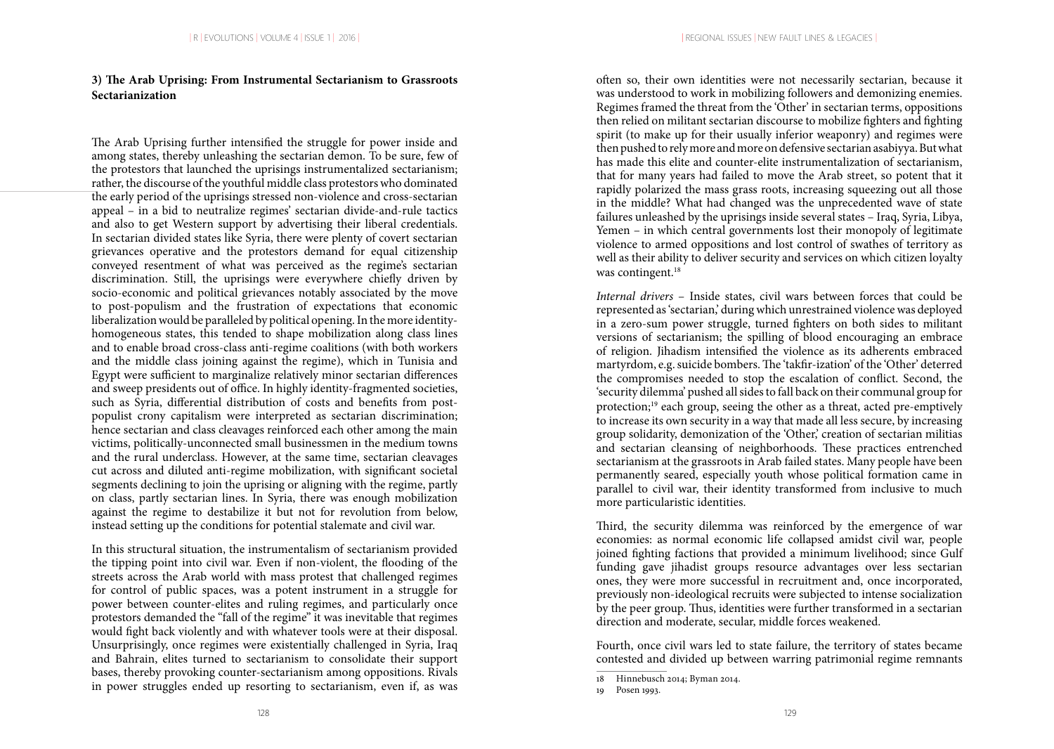### 3) The Arab Uprising: From Instrumental Sectarianism to Grassroots Sectarianization

The Arab Uprising further intensified the struggle for power inside and among states, thereby unleashing the sectarian demon. To be sure, few of the protestors that launched the uprisings instrumentalized sectarianism; rather, the discourse of the youthful middle class protestors who dominated the early period of the uprisings stressed non-violence and cross-sectarian appeal – in a bid to neutralize regimes' sectarian divide-and-rule tactics and also to get Western support by advertising their liberal credentials. In sectarian divided states like Syria, there were plenty of covert sectarian grievances operative and the protestors demand for equal citizenship conveyed resentment of what was perceived as the regime's sectarian discrimination. Still, the uprisings were everywhere chiefly driven by socio-economic and political grievances notably associated by the move to post-populism and the frustration of expectations that economic liberalization would be paralleled by political opening. In the more identity-homogeneous states, this tended to shape mobilization along class lines and to enable broad cross-class anti-regime coalitions (with both workers and the middle class joining against the regime), which in Tunisia and Egypt were sufficient to marginalize relatively minor sectarian differences and sweep presidents out of office. In highly identity-fragmented societies, such as Syria, differential distribution of costs and benefits from post-populist crony capitalism were interpreted as sectarian discrimination; hence sectarian and class cleavages reinforced each other among the main victims, politically-unconnected small businessmen in the medium towns and the rural underclass. However, at the same time, sectarian cleavages cut across and diluted anti-regime mobilization, with significant societal segments declining to join the uprising or aligning with the regime, partly on class, partly sectarian lines. In Syria, there was enough mobilization against the regime to destabilize it but not for revolution from below, instead setting up the conditions for potential stalemate and civil war.

In this structural situation, the instrumentalism of sectarianism provided the tipping point into civil war. Even if non-violent, the flooding of the streets across the Arab world with mass protest that challenged regimes for control of public spaces, was a potent instrument in a struggle for power between counter-elites and ruling regimes, and particularly once protestors demanded the "fall of the regime" it was inevitable that regimes would fight back violently and with whatever tools were at their disposal. Unsurprisingly, once regimes were existentially challenged in Syria, Iraq and Bahrain, elites turned to sectarianism to consolidate their support bases, thereby provoking counter-sectarianism among oppositions. Rivals in power struggles ended up resorting to sectarianism, even if, as was often so, their own identities were not necessarily sectarian, because it was understood to work in mobilizing followers and demonizing enemies. Regimes framed the threat from the 'Other' in sectarian terms, oppositions then relied on militant sectarian discourse to mobilize fighters and fighting spirit (to make up for their usually inferior weaponry) and regimes were then pushed to rely more and more on defensive sectarian asabiyya. But what has made this elite and counter-elite instrumentalization of sectarianism, that for many years had failed to move the Arab street, so potent that it rapidly polarized the mass grass roots, increasing squeezing out all those in the middle? What had changed was the unprecedented wave of state failures unleashed by the uprisings inside several states – Iraq, Syria, Libya, Yemen – in which central governments lost their monopoly of legitimate violence to armed oppositions and lost control of swathes of territory as well as their ability to deliver security and services on which citizen loyalty was contingent.[18]

*Internal drivers* – Inside states, civil wars between forces that could be represented as 'sectarian,' during which unrestrained violence was deployed in a zero-sum power struggle, turned fighters on both sides to militant versions of sectarianism; the spilling of blood encouraging an embrace of religion. Jihadism intensified the violence as its adherents embraced martyrdom, e.g. suicide bombers. The 'takfir-ization' of the 'Other' deterred the compromises needed to stop the escalation of conflict. Second, the 'security dilemma' pushed all sides to fall back on their communal group for protection;[19] each group, seeing the other as a threat, acted pre-emptively to increase its own security in a way that made all less secure, by increasing group solidarity, demonization of the 'Other,' creation of sectarian militias and sectarian cleansing of neighborhoods. These practices entrenched sectarianism at the grassroots in Arab failed states. Many people have been permanently seared, especially youth whose political formation came in parallel to civil war, their identity transformed from inclusive to much more particularistic identities.

Third, the security dilemma was reinforced by the emergence of war economies: as normal economic life collapsed amidst civil war, people joined fighting factions that provided a minimum livelihood; since Gulf funding gave jihadist groups resource advantages over less sectarian ones, they were more successful in recruitment and, once incorporated, previously non-ideological recruits were subjected to intense socialization by the peer group. Thus, identities were further transformed in a sectarian direction and moderate, secular, middle forces weakened.

Fourth, once civil wars led to state failure, the territory of states became contested and divided up between warring patrimonial regime remnants

---

18 Hinnebusch 2014; Byman 2014.

19 Posen 1993.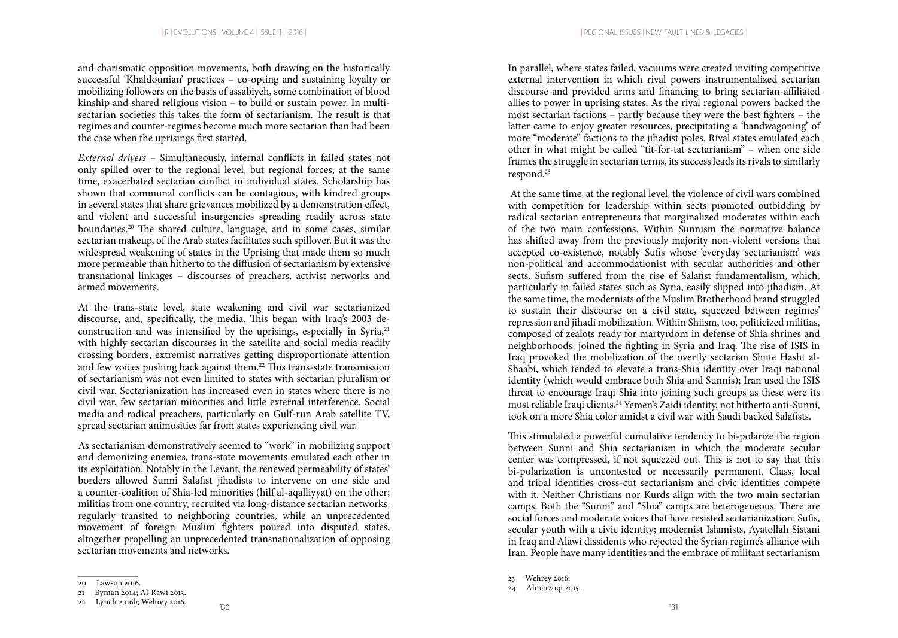and charismatic opposition movements, both drawing on the historically successful 'Khaldounian' practices – co-opting and sustaining loyalty or mobilizing followers on the basis of assabiyeh, some combination of blood kinship and shared religious vision – to build or sustain power. In multi-sectarian societies this takes the form of sectarianism. The result is that regimes and counter-regimes become much more sectarian than had been the case when the uprisings first started.

*External drivers* – Simultaneously, internal conflicts in failed states not only spilled over to the regional level, but regional forces, at the same time, exacerbated sectarian conflict in individual states. Scholarship has shown that communal conflicts can be contagious, with kindred groups in several states that share grievances mobilized by a demonstration effect, and violent and successful insurgencies spreading readily across state boundaries.[20] The shared culture, language, and in some cases, similar sectarian makeup, of the Arab states facilitates such spillover. But it was the widespread weakening of states in the Uprising that made them so much more permeable than hitherto to the diffusion of sectarianism by extensive transnational linkages – discourses of preachers, activist networks and armed movements.

At the trans-state level, state weakening and civil war sectarianized discourse, and, specifically, the media. This began with Iraq's 2003 de-construction and was intensified by the uprisings, especially in Syria,[21] with highly sectarian discourses in the satellite and social media readily crossing borders, extremist narratives getting disproportionate attention and few voices pushing back against them.[22] This trans-state transmission of sectarianism was not even limited to states with sectarian pluralism or civil war. Sectarianization has increased even in states where there is no civil war, few sectarian minorities and little external interference. Social media and radical preachers, particularly on Gulf-run Arab satellite TV, spread sectarian animosities far from states experiencing civil war.

As sectarianism demonstratively seemed to "work" in mobilizing support and demonizing enemies, trans-state movements emulated each other in its exploitation. Notably in the Levant, the renewed permeability of states' borders allowed Sunni Salafist jihadists to intervene on one side and a counter-coalition of Shia-led minorities (hilf al-aqalliyyat) on the other; militias from one country, recruited via long-distance sectarian networks, regularly transited to neighboring countries, while an unprecedented movement of foreign Muslim fighters poured into disputed states, altogether propelling an unprecedented transnationalization of opposing sectarian movements and networks.

In parallel, where states failed, vacuums were created inviting competitive external intervention in which rival powers instrumentalized sectarian discourse and provided arms and financing to bring sectarian-affiliated allies to power in uprising states. As the rival regional powers backed the most sectarian factions – partly because they were the best fighters – the latter came to enjoy greater resources, precipitating a 'bandwagoning' of more "moderate" factions to the jihadist poles. Rival states emulated each other in what might be called "tit-for-tat sectarianism" – when one side frames the struggle in sectarian terms, its success leads its rivals to similarly respond.[23]

At the same time, at the regional level, the violence of civil wars combined with competition for leadership within sects promoted outbidding by radical sectarian entrepreneurs that marginalized moderates within each of the two main confessions. Within Sunnism the normative balance has shifted away from the previously majority non-violent versions that accepted co-existence, notably Sufis whose 'everyday sectarianism' was non-political and accommodationist with secular authorities and other sects. Sufism suffered from the rise of Salafist fundamentalism, which, particularly in failed states such as Syria, easily slipped into jihadism. At the same time, the modernists of the Muslim Brotherhood brand struggled to sustain their discourse on a civil state, squeezed between regimes' repression and jihadi mobilization. Within Shiism, too, politicized militias, composed of zealots ready for martyrdom in defense of Shia shrines and neighborhoods, joined the fighting in Syria and Iraq. The rise of ISIS in Iraq provoked the mobilization of the overtly sectarian Shiite Hasht al-Shaabi, which tended to elevate a trans-Shia identity over Iraqi national identity (which would embrace both Shia and Sunnis); Iran used the ISIS threat to encourage Iraqi Shia into joining such groups as these were its most reliable Iraqi clients.[24] Yemen's Zaidi identity, not hitherto anti-Sunni, took on a more Shia color amidst a civil war with Saudi backed Salafists.

This stimulated a powerful cumulative tendency to bi-polarize the region between Sunni and Shia sectarianism in which the moderate secular center was compressed, if not squeezed out. This is not to say that this bi-polarization is uncontested or necessarily permanent. Class, local and tribal identities cross-cut sectarianism and civic identities compete with it. Neither Christians nor Kurds align with the two main sectarian camps. Both the "Sunni" and "Shia" camps are heterogeneous. There are social forces and moderate voices that have resisted sectarianization: Sufis, secular youth with a civic identity; modernist Islamists, Ayatollah Sistani in Iraq and Alawi dissidents who rejected the Syrian regime's alliance with Iran. People have many identities and the embrace of militant sectarianism

---

20 Lawson 2016.

21 Byman 2014; Al-Rawi 2013.

22 Lynch 2016b; Wehrey 2016.

23 Wehrey 2016.

24 Almarzoqi 2015.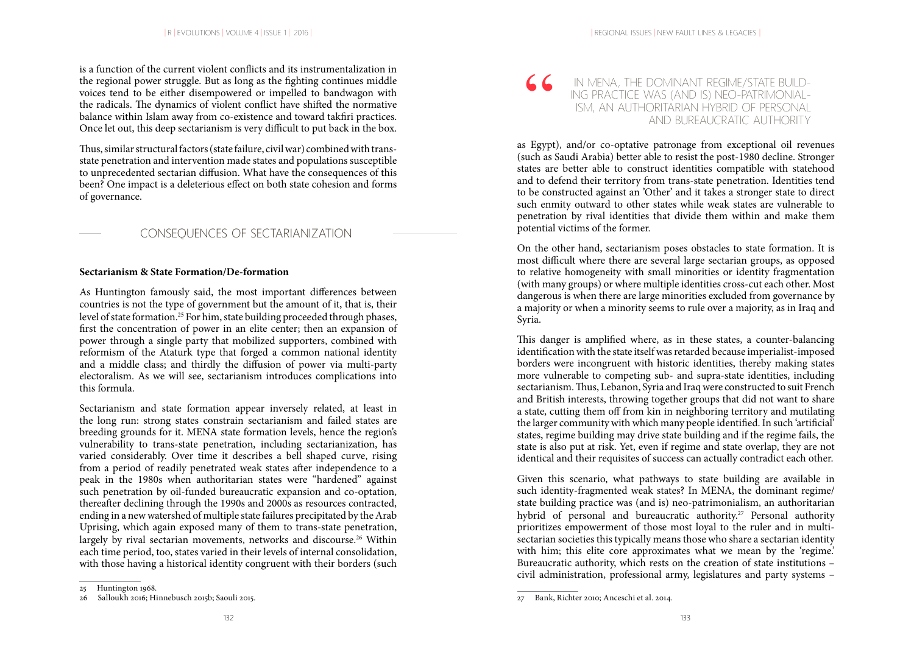is a function of the current violent conflicts and its instrumentalization in the regional power struggle. But as long as the fighting continues middle voices tend to be either disempowered or impelled to bandwagon with the radicals. The dynamics of violent conflict have shifted the normative balance within Islam away from co-existence and toward takfiri practices. Once let out, this deep sectarianism is very difficult to put back in the box.

Thus, similar structural factors (state failure, civil war) combined with trans-state penetration and intervention made states and populations susceptible to unprecedented sectarian diffusion. What have the consequences of this been? One impact is a deleterious effect on both state cohesion and forms of governance.

## CONSEQUENCES OF SECTARIANIZATION

### Sectarianism & State Formation/De-formation

As Huntington famously said, the most important differences between countries is not the type of government but the amount of it, that is, their level of state formation.[25] For him, state building proceeded through phases, first the concentration of power in an elite center; then an expansion of power through a single party that mobilized supporters, combined with reformism of the Ataturk type that forged a common national identity and a middle class; and thirdly the diffusion of power via multi-party electoralism. As we will see, sectarianism introduces complications into this formula.

Sectarianism and state formation appear inversely related, at least in the long run: strong states constrain sectarianism and failed states are breeding grounds for it. MENA state formation levels, hence the region's vulnerability to trans-state penetration, including sectarianization, has varied considerably. Over time it describes a bell shaped curve, rising from a period of readily penetrated weak states after independence to a peak in the 1980s when authoritarian states were "hardened" against such penetration by oil-funded bureaucratic expansion and co-optation, thereafter declining through the 1990s and 2000s as resources contracted, ending in a new watershed of multiple state failures precipitated by the Arab Uprising, which again exposed many of them to trans-state penetration, largely by rival sectarian movements, networks and discourse.[26] Within each time period, too, states varied in their levels of internal consolidation, with those having a historical identity congruent with their borders (such as Egypt), and/or co-optative patronage from exceptional oil revenues (such as Saudi Arabia) better able to resist the post-1980 decline. Stronger states are better able to construct identities compatible with statehood and to defend their territory from trans-state penetration. Identities tend to be constructed against an 'Other' and it takes a stronger state to direct such enmity outward to other states while weak states are vulnerable to penetration by rival identities that divide them within and make them potential victims of the former.

> IN MENA, THE DOMINANT REGIME/STATE BUILDING PRACTICE WAS (AND IS) NEO-PATRIMONIALISM, AN AUTHORITARIAN HYBRID OF PERSONAL AND BUREAUCRATIC AUTHORITY

On the other hand, sectarianism poses obstacles to state formation. It is most difficult where there are several large sectarian groups, as opposed to relative homogeneity with small minorities or identity fragmentation (with many groups) or where multiple identities cross-cut each other. Most dangerous is when there are large minorities excluded from governance by a majority or when a minority seems to rule over a majority, as in Iraq and Syria.

This danger is amplified where, as in these states, a counter-balancing identification with the state itself was retarded because imperialist-imposed borders were incongruent with historic identities, thereby making states more vulnerable to competing sub- and supra-state identities, including sectarianism. Thus, Lebanon, Syria and Iraq were constructed to suit French and British interests, throwing together groups that did not want to share a state, cutting them off from kin in neighboring territory and mutilating the larger community with which many people identified. In such 'artificial' states, regime building may drive state building and if the regime fails, the state is also put at risk. Yet, even if regime and state overlap, they are not identical and their requisites of success can actually contradict each other.

Given this scenario, what pathways to state building are available in such identity-fragmented weak states? In MENA, the dominant regime/state building practice was (and is) neo-patrimonialism, an authoritarian hybrid of personal and bureaucratic authority.[27] Personal authority prioritizes empowerment of those most loyal to the ruler and in multi-sectarian societies this typically means those who share a sectarian identity with him; this elite core approximates what we mean by the 'regime.' Bureaucratic authority, which rests on the creation of state institutions – civil administration, professional army, legislatures and party systems –

---

25 Huntington 1968.

26 Salloukh 2016; Hinnebusch 2015b; Saouli 2015.

27 Bank, Richter 2010; Anceschi et al. 2014.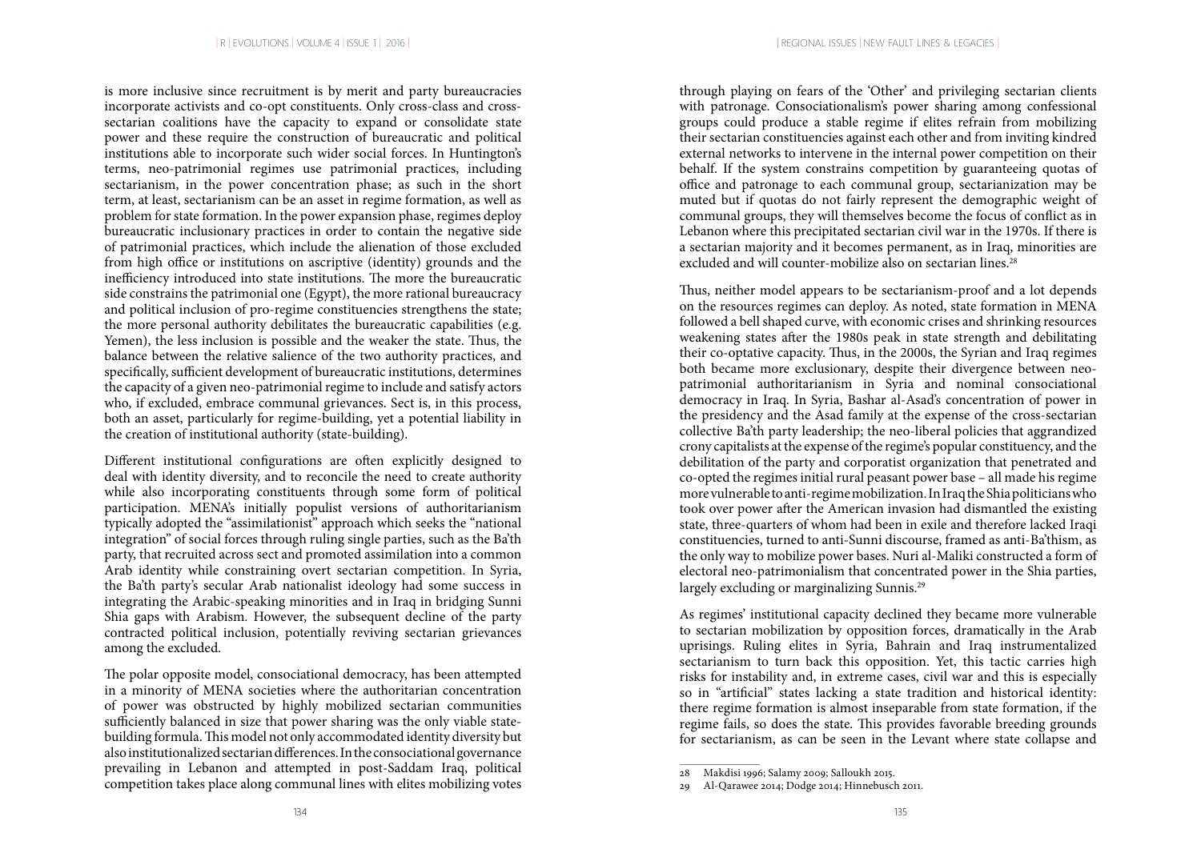is more inclusive since recruitment is by merit and party bureaucracies incorporate activists and co-opt constituents. Only cross-class and cross-sectarian coalitions have the capacity to expand or consolidate state power and these require the construction of bureaucratic and political institutions able to incorporate such wider social forces. In Huntington's terms, neo-patrimonial regimes use patrimonial practices, including sectarianism, in the power concentration phase; as such in the short term, at least, sectarianism can be an asset in regime formation, as well as problem for state formation. In the power expansion phase, regimes deploy bureaucratic inclusionary practices in order to contain the negative side of patrimonial practices, which include the alienation of those excluded from high office or institutions on ascriptive (identity) grounds and the inefficiency introduced into state institutions. The more the bureaucratic side constrains the patrimonial one (Egypt), the more rational bureaucracy and political inclusion of pro-regime constituencies strengthens the state; the more personal authority debilitates the bureaucratic capabilities (e.g. Yemen), the less inclusion is possible and the weaker the state. Thus, the balance between the relative salience of the two authority practices, and specifically, sufficient development of bureaucratic institutions, determines the capacity of a given neo-patrimonial regime to include and satisfy actors who, if excluded, embrace communal grievances. Sect is, in this process, both an asset, particularly for regime-building, yet a potential liability in the creation of institutional authority (state-building).

Different institutional configurations are often explicitly designed to deal with identity diversity, and to reconcile the need to create authority while also incorporating constituents through some form of political participation. MENA's initially populist versions of authoritarianism typically adopted the "assimilationist" approach which seeks the "national integration" of social forces through ruling single parties, such as the Ba'th party, that recruited across sect and promoted assimilation into a common Arab identity while constraining overt sectarian competition. In Syria, the Ba'th party's secular Arab nationalist ideology had some success in integrating the Arabic-speaking minorities and in Iraq in bridging Sunni Shia gaps with Arabism. However, the subsequent decline of the party contracted political inclusion, potentially reviving sectarian grievances among the excluded.

The polar opposite model, consociational democracy, has been attempted in a minority of MENA societies where the authoritarian concentration of power was obstructed by highly mobilized sectarian communities sufficiently balanced in size that power sharing was the only viable state-building formula. This model not only accommodated identity diversity but also institutionalized sectarian differences. In the consociational governance prevailing in Lebanon and attempted in post-Saddam Iraq, political competition takes place along communal lines with elites mobilizing votes through playing on fears of the 'Other' and privileging sectarian clients with patronage. Consociationalism's power sharing among confessional groups could produce a stable regime if elites refrain from mobilizing their sectarian constituencies against each other and from inviting kindred external networks to intervene in the internal power competition on their behalf. If the system constrains competition by guaranteeing quotas of office and patronage to each communal group, sectarianization may be muted but if quotas do not fairly represent the demographic weight of communal groups, they will themselves become the focus of conflict as in Lebanon where this precipitated sectarian civil war in the 1970s. If there is a sectarian majority and it becomes permanent, as in Iraq, minorities are excluded and will counter-mobilize also on sectarian lines.[28]

Thus, neither model appears to be sectarianism-proof and a lot depends on the resources regimes can deploy. As noted, state formation in MENA followed a bell shaped curve, with economic crises and shrinking resources weakening states after the 1980s peak in state strength and debilitating their co-optative capacity. Thus, in the 2000s, the Syrian and Iraq regimes both became more exclusionary, despite their divergence between neo-patrimonial authoritarianism in Syria and nominal consociational democracy in Iraq. In Syria, Bashar al-Asad's concentration of power in the presidency and the Asad family at the expense of the cross-sectarian collective Ba'th party leadership; the neo-liberal policies that aggrandized crony capitalists at the expense of the regime's popular constituency, and the debilitation of the party and corporatist organization that penetrated and co-opted the regimes initial rural peasant power base – all made his regime more vulnerable to anti-regime mobilization. In Iraq the Shia politicians who took over power after the American invasion had dismantled the existing state, three-quarters of whom had been in exile and therefore lacked Iraqi constituencies, turned to anti-Sunni discourse, framed as anti-Ba'thism, as the only way to mobilize power bases. Nuri al-Maliki constructed a form of electoral neo-patrimonialism that concentrated power in the Shia parties, largely excluding or marginalizing Sunnis.[29]

As regimes' institutional capacity declined they became more vulnerable to sectarian mobilization by opposition forces, dramatically in the Arab uprisings. Ruling elites in Syria, Bahrain and Iraq instrumentalized sectarianism to turn back this opposition. Yet, this tactic carries high risks for instability and, in extreme cases, civil war and this is especially so in "artificial" states lacking a state tradition and historical identity: there regime formation is almost inseparable from state formation, if the regime fails, so does the state. This provides favorable breeding grounds for sectarianism, as can be seen in the Levant where state collapse and

---

28 Makdisi 1996; Salamy 2009; Salloukh 2015.

29 Al-Qarawee 2014; Dodge 2014; Hinnebusch 2011.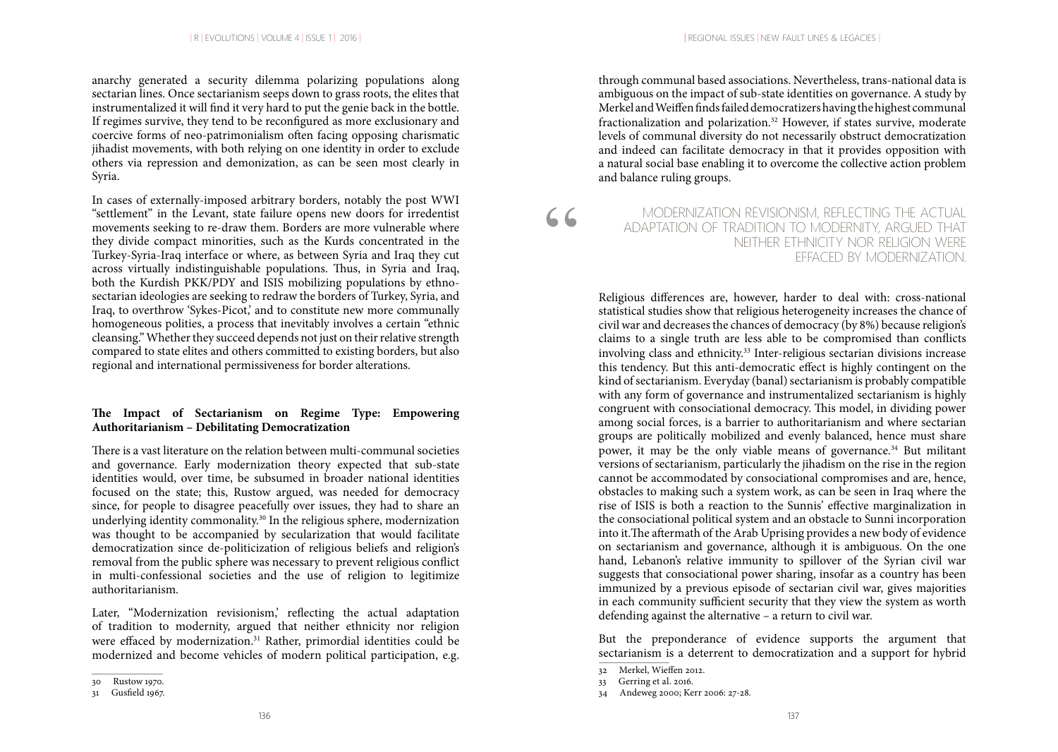anarchy generated a security dilemma polarizing populations along sectarian lines. Once sectarianism seeps down to grass roots, the elites that instrumentalized it will find it very hard to put the genie back in the bottle. If regimes survive, they tend to be reconfigured as more exclusionary and coercive forms of neo-patrimonialism often facing opposing charismatic jihadist movements, with both relying on one identity in order to exclude others via repression and demonization, as can be seen most clearly in Syria.

In cases of externally-imposed arbitrary borders, notably the post WWI "settlement" in the Levant, state failure opens new doors for irredentist movements seeking to re-draw them. Borders are more vulnerable where they divide compact minorities, such as the Kurds concentrated in the Turkey-Syria-Iraq interface or where, as between Syria and Iraq they cut across virtually indistinguishable populations. Thus, in Syria and Iraq, both the Kurdish PKK/PDY and ISIS mobilizing populations by ethno-sectarian ideologies are seeking to redraw the borders of Turkey, Syria, and Iraq, to overthrow 'Sykes-Picot,' and to constitute new more communally homogeneous polities, a process that inevitably involves a certain "ethnic cleansing." Whether they succeed depends not just on their relative strength compared to state elites and others committed to existing borders, but also regional and international permissiveness for border alterations.

**The Impact of Sectarianism on Regime Type: Empowering Authoritarianism – Debilitating Democratization**

There is a vast literature on the relation between multi-communal societies and governance. Early modernization theory expected that sub-state identities would, over time, be subsumed in broader national identities focused on the state; this, Rustow argued, was needed for democracy since, for people to disagree peacefully over issues, they had to share an underlying identity commonality.[30] In the religious sphere, modernization was thought to be accompanied by secularization that would facilitate democratization since de-politicization of religious beliefs and religion's removal from the public sphere was necessary to prevent religious conflict in multi-confessional societies and the use of religion to legitimize authoritarianism.

Later, "Modernization revisionism,' reflecting the actual adaptation of tradition to modernity, argued that neither ethnicity nor religion were effaced by modernization.[31] Rather, primordial identities could be modernized and become vehicles of modern political participation, e.g. through communal based associations. Nevertheless, trans-national data is ambiguous on the impact of sub-state identities on governance. A study by Merkel and Weiffen finds failed democratizers having the highest communal fractionalization and polarization.[32] However, if states survive, moderate levels of communal diversity do not necessarily obstruct democratization and indeed can facilitate democracy in that it provides opposition with a natural social base enabling it to overcome the collective action problem and balance ruling groups.

> "MODERNIZATION REVISIONISM, REFLECTING THE ACTUAL ADAPTATION OF TRADITION TO MODERNITY, ARGUED THAT NEITHER ETHNICITY NOR RELIGION WERE EFFACED BY MODERNIZATION.

Religious differences are, however, harder to deal with: cross-national statistical studies show that religious heterogeneity increases the chance of civil war and decreases the chances of democracy (by 8%) because religion's claims to a single truth are less able to be compromised than conflicts involving class and ethnicity.[33] Inter-religious sectarian divisions increase this tendency. But this anti-democratic effect is highly contingent on the kind of sectarianism. Everyday (banal) sectarianism is probably compatible with any form of governance and instrumentalized sectarianism is highly congruent with consociational democracy. This model, in dividing power among social forces, is a barrier to authoritarianism and where sectarian groups are politically mobilized and evenly balanced, hence must share power, it may be the only viable means of governance.[34] But militant versions of sectarianism, particularly the jihadism on the rise in the region cannot be accommodated by consociational compromises and are, hence, obstacles to making such a system work, as can be seen in Iraq where the rise of ISIS is both a reaction to the Sunnis' effective marginalization in the consociational political system and an obstacle to Sunni incorporation into it.The aftermath of the Arab Uprising provides a new body of evidence on sectarianism and governance, although it is ambiguous. On the one hand, Lebanon's relative immunity to spillover of the Syrian civil war suggests that consociational power sharing, insofar as a country has been immunized by a previous episode of sectarian civil war, gives majorities in each community sufficient security that they view the system as worth defending against the alternative – a return to civil war.

But the preponderance of evidence supports the argument that sectarianism is a deterrent to democratization and a support for hybrid

---

30 Rustow 1970.

31 Gusfield 1967.

32 Merkel, Wieffen 2012.

33 Gerring et al. 2016.

34 Andeweg 2000; Kerr 2006: 27-28.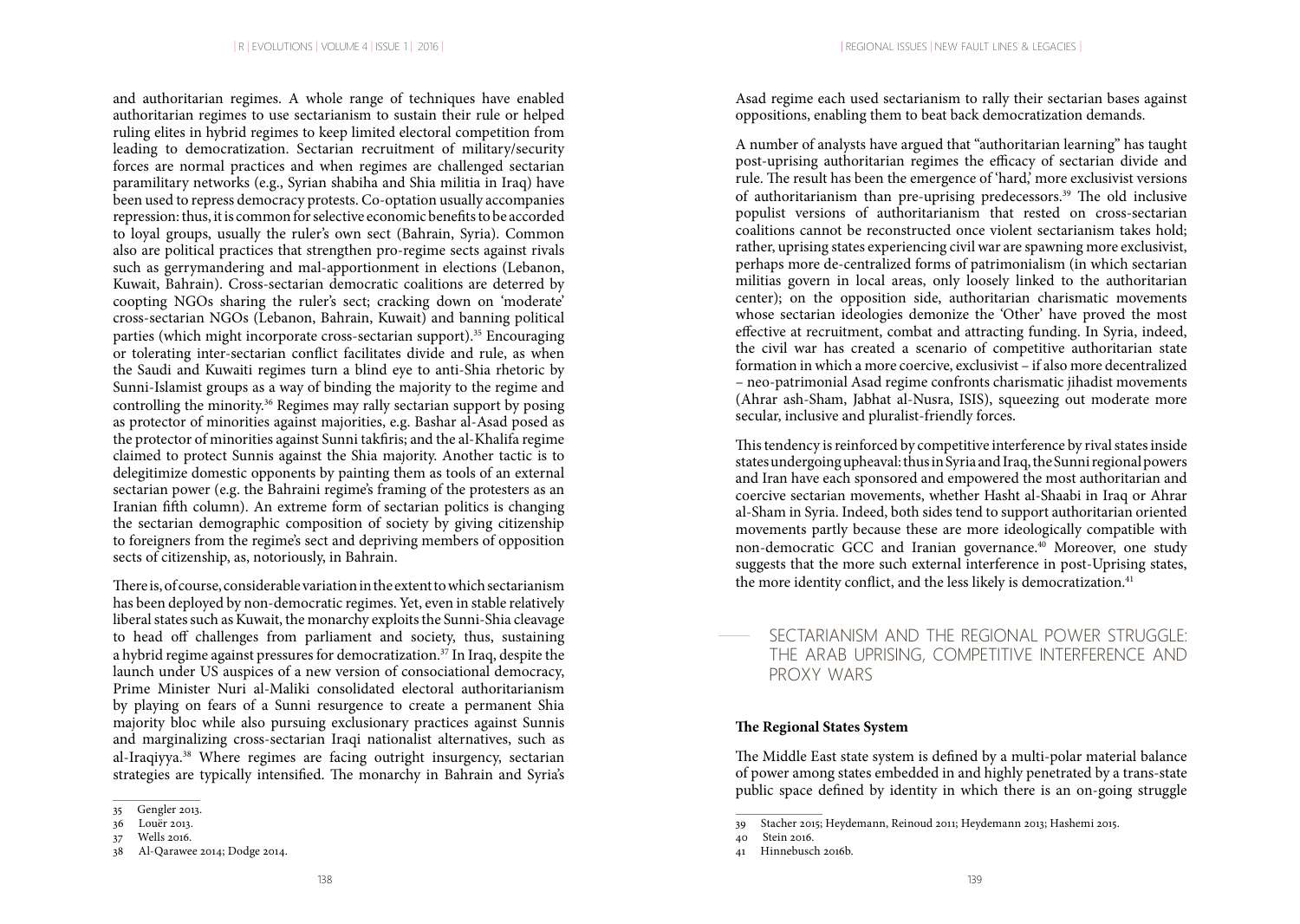and authoritarian regimes. A whole range of techniques have enabled authoritarian regimes to use sectarianism to sustain their rule or helped ruling elites in hybrid regimes to keep limited electoral competition from leading to democratization. Sectarian recruitment of military/security forces are normal practices and when regimes are challenged sectarian paramilitary networks (e.g., Syrian shabiha and Shia militia in Iraq) have been used to repress democracy protests. Co-optation usually accompanies repression: thus, it is common for selective economic benefits to be accorded to loyal groups, usually the ruler's own sect (Bahrain, Syria). Common also are political practices that strengthen pro-regime sects against rivals such as gerrymandering and mal-apportionment in elections (Lebanon, Kuwait, Bahrain). Cross-sectarian democratic coalitions are deterred by coopting NGOs sharing the ruler's sect; cracking down on 'moderate' cross-sectarian NGOs (Lebanon, Bahrain, Kuwait) and banning political parties (which might incorporate cross-sectarian support).[35] Encouraging or tolerating inter-sectarian conflict facilitates divide and rule, as when the Saudi and Kuwaiti regimes turn a blind eye to anti-Shia rhetoric by Sunni-Islamist groups as a way of binding the majority to the regime and controlling the minority.[36] Regimes may rally sectarian support by posing as protector of minorities against majorities, e.g. Bashar al-Asad posed as the protector of minorities against Sunni takfiris; and the al-Khalifa regime claimed to protect Sunnis against the Shia majority. Another tactic is to delegitimize domestic opponents by painting them as tools of an external sectarian power (e.g. the Bahraini regime's framing of the protesters as an Iranian fifth column). An extreme form of sectarian politics is changing the sectarian demographic composition of society by giving citizenship to foreigners from the regime's sect and depriving members of opposition sects of citizenship, as, notoriously, in Bahrain.

There is, of course, considerable variation in the extent to which sectarianism has been deployed by non-democratic regimes. Yet, even in stable relatively liberal states such as Kuwait, the monarchy exploits the Sunni-Shia cleavage to head off challenges from parliament and society, thus, sustaining a hybrid regime against pressures for democratization.[37] In Iraq, despite the launch under US auspices of a new version of consociational democracy, Prime Minister Nuri al-Maliki consolidated electoral authoritarianism by playing on fears of a Sunni resurgence to create a permanent Shia majority bloc while also pursuing exclusionary practices against Sunnis and marginalizing cross-sectarian Iraqi nationalist alternatives, such as al-Iraqiyya.[38] Where regimes are facing outright insurgency, sectarian strategies are typically intensified. The monarchy in Bahrain and Syria's Asad regime each used sectarianism to rally their sectarian bases against oppositions, enabling them to beat back democratization demands.

A number of analysts have argued that "authoritarian learning" has taught post-uprising authoritarian regimes the efficacy of sectarian divide and rule. The result has been the emergence of 'hard,' more exclusivist versions of authoritarianism than pre-uprising predecessors.[39] The old inclusive populist versions of authoritarianism that rested on cross-sectarian coalitions cannot be reconstructed once violent sectarianism takes hold; rather, uprising states experiencing civil war are spawning more exclusivist, perhaps more de-centralized forms of patrimonialism (in which sectarian militias govern in local areas, only loosely linked to the authoritarian center); on the opposition side, authoritarian charismatic movements whose sectarian ideologies demonize the 'Other' have proved the most effective at recruitment, combat and attracting funding. In Syria, indeed, the civil war has created a scenario of competitive authoritarian state formation in which a more coercive, exclusivist – if also more decentralized – neo-patrimonial Asad regime confronts charismatic jihadist movements (Ahrar ash-Sham, Jabhat al-Nusra, ISIS), squeezing out moderate more secular, inclusive and pluralist-friendly forces.

This tendency is reinforced by competitive interference by rival states inside states undergoing upheaval: thus in Syria and Iraq, the Sunni regional powers and Iran have each sponsored and empowered the most authoritarian and coercive sectarian movements, whether Hasht al-Shaabi in Iraq or Ahrar al-Sham in Syria. Indeed, both sides tend to support authoritarian oriented movements partly because these are more ideologically compatible with non-democratic GCC and Iranian governance.[40] Moreover, one study suggests that the more such external interference in post-Uprising states, the more identity conflict, and the less likely is democratization.[41]

## SECTARIANISM AND THE REGIONAL POWER STRUGGLE: THE ARAB UPRISING, COMPETITIVE INTERFERENCE AND PROXY WARS

### The Regional States System

The Middle East state system is defined by a multi-polar material balance of power among states embedded in and highly penetrated by a trans-state public space defined by identity in which there is an on-going struggle

---

35 Gengler 2013.
36 Louër 2013.
37 Wells 2016.
38 Al-Qarawee 2014; Dodge 2014.
39 Stacher 2015; Heydemann, Reinoud 2011; Heydemann 2013; Hashemi 2015.
40 Stein 2016.
41 Hinnebusch 2016b.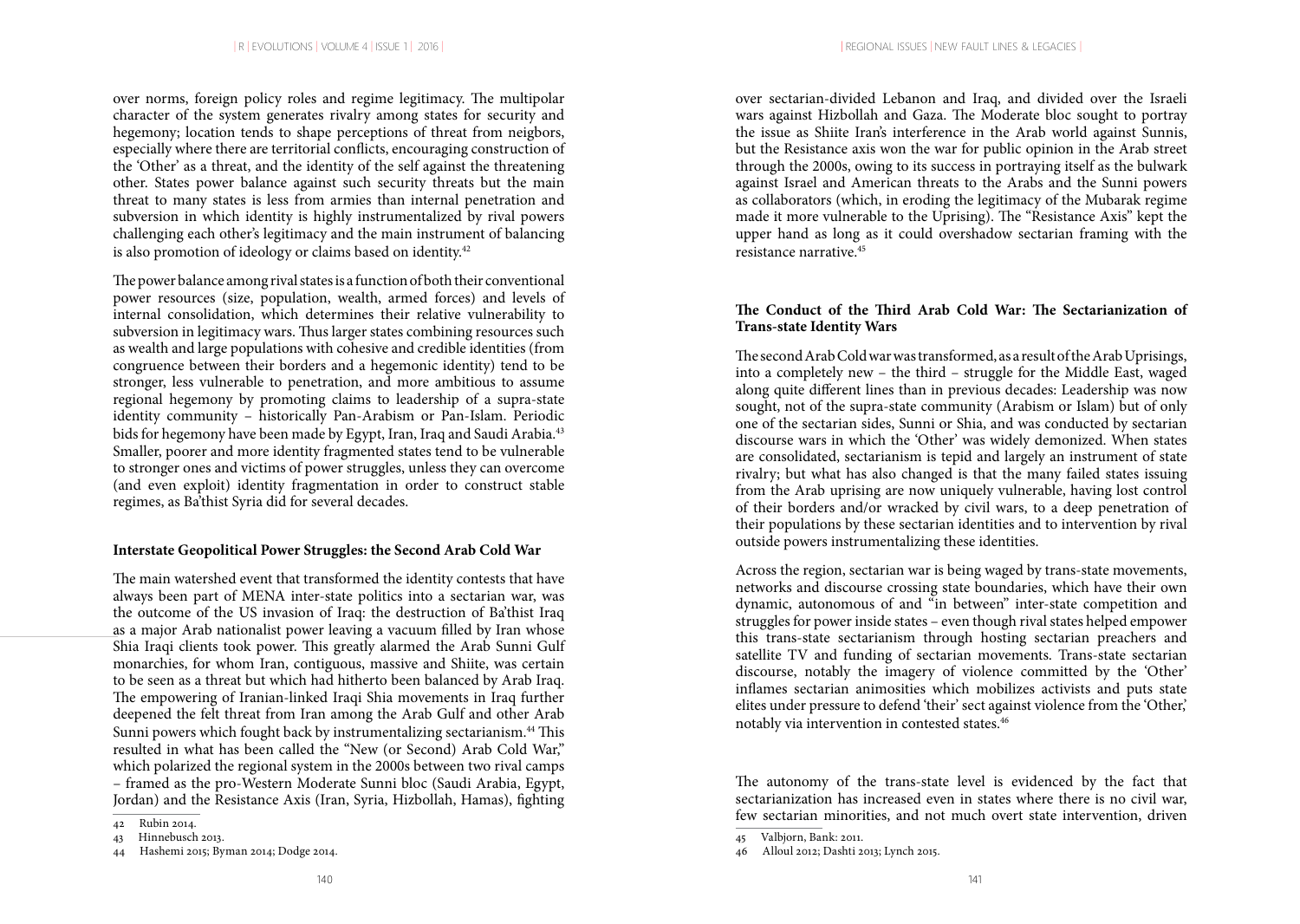over norms, foreign policy roles and regime legitimacy. The multipolar character of the system generates rivalry among states for security and hegemony; location tends to shape perceptions of threat from neigbors, especially where there are territorial conflicts, encouraging construction of the 'Other' as a threat, and the identity of the self against the threatening other. States power balance against such security threats but the main threat to many states is less from armies than internal penetration and subversion in which identity is highly instrumentalized by rival powers challenging each other's legitimacy and the main instrument of balancing is also promotion of ideology or claims based on identity.[42]

The power balance among rival states is a function of both their conventional power resources (size, population, wealth, armed forces) and levels of internal consolidation, which determines their relative vulnerability to subversion in legitimacy wars. Thus larger states combining resources such as wealth and large populations with cohesive and credible identities (from congruence between their borders and a hegemonic identity) tend to be stronger, less vulnerable to penetration, and more ambitious to assume regional hegemony by promoting claims to leadership of a supra-state identity community – historically Pan-Arabism or Pan-Islam. Periodic bids for hegemony have been made by Egypt, Iran, Iraq and Saudi Arabia.[43] Smaller, poorer and more identity fragmented states tend to be vulnerable to stronger ones and victims of power struggles, unless they can overcome (and even exploit) identity fragmentation in order to construct stable regimes, as Ba'thist Syria did for several decades.

**Interstate Geopolitical Power Struggles: the Second Arab Cold War**

The main watershed event that transformed the identity contests that have always been part of MENA inter-state politics into a sectarian war, was the outcome of the US invasion of Iraq: the destruction of Ba'thist Iraq as a major Arab nationalist power leaving a vacuum filled by Iran whose Shia Iraqi clients took power. This greatly alarmed the Arab Sunni Gulf monarchies, for whom Iran, contiguous, massive and Shiite, was certain to be seen as a threat but which had hitherto been balanced by Arab Iraq. The empowering of Iranian-linked Iraqi Shia movements in Iraq further deepened the felt threat from Iran among the Arab Gulf and other Arab Sunni powers which fought back by instrumentalizing sectarianism.[44] This resulted in what has been called the "New (or Second) Arab Cold War," which polarized the regional system in the 2000s between two rival camps – framed as the pro-Western Moderate Sunni bloc (Saudi Arabia, Egypt, Jordan) and the Resistance Axis (Iran, Syria, Hizbollah, Hamas), fighting over sectarian-divided Lebanon and Iraq, and divided over the Israeli wars against Hizbollah and Gaza. The Moderate bloc sought to portray the issue as Shiite Iran's interference in the Arab world against Sunnis, but the Resistance axis won the war for public opinion in the Arab street through the 2000s, owing to its success in portraying itself as the bulwark against Israel and American threats to the Arabs and the Sunni powers as collaborators (which, in eroding the legitimacy of the Mubarak regime made it more vulnerable to the Uprising). The "Resistance Axis" kept the upper hand as long as it could overshadow sectarian framing with the resistance narrative.[45]

**The Conduct of the Third Arab Cold War: The Sectarianization of Trans-state Identity Wars**

The second Arab Cold war was transformed, as a result of the Arab Uprisings, into a completely new – the third – struggle for the Middle East, waged along quite different lines than in previous decades: Leadership was now sought, not of the supra-state community (Arabism or Islam) but of only one of the sectarian sides, Sunni or Shia, and was conducted by sectarian discourse wars in which the 'Other' was widely demonized. When states are consolidated, sectarianism is tepid and largely an instrument of state rivalry; but what has also changed is that the many failed states issuing from the Arab uprising are now uniquely vulnerable, having lost control of their borders and/or wracked by civil wars, to a deep penetration of their populations by these sectarian identities and to intervention by rival outside powers instrumentalizing these identities.

Across the region, sectarian war is being waged by trans-state movements, networks and discourse crossing state boundaries, which have their own dynamic, autonomous of and "in between" inter-state competition and struggles for power inside states – even though rival states helped empower this trans-state sectarianism through hosting sectarian preachers and satellite TV and funding of sectarian movements. Trans-state sectarian discourse, notably the imagery of violence committed by the 'Other' inflames sectarian animosities which mobilizes activists and puts state elites under pressure to defend 'their' sect against violence from the 'Other,' notably via intervention in contested states.[46]

The autonomy of the trans-state level is evidenced by the fact that sectarianization has increased even in states where there is no civil war, few sectarian minorities, and not much overt state intervention, driven

42 Rubin 2014.

43 Hinnebusch 2013.

44 Hashemi 2015; Byman 2014; Dodge 2014.

45 Valbjorn, Bank: 2011.

46 Alloul 2012; Dashti 2013; Lynch 2015.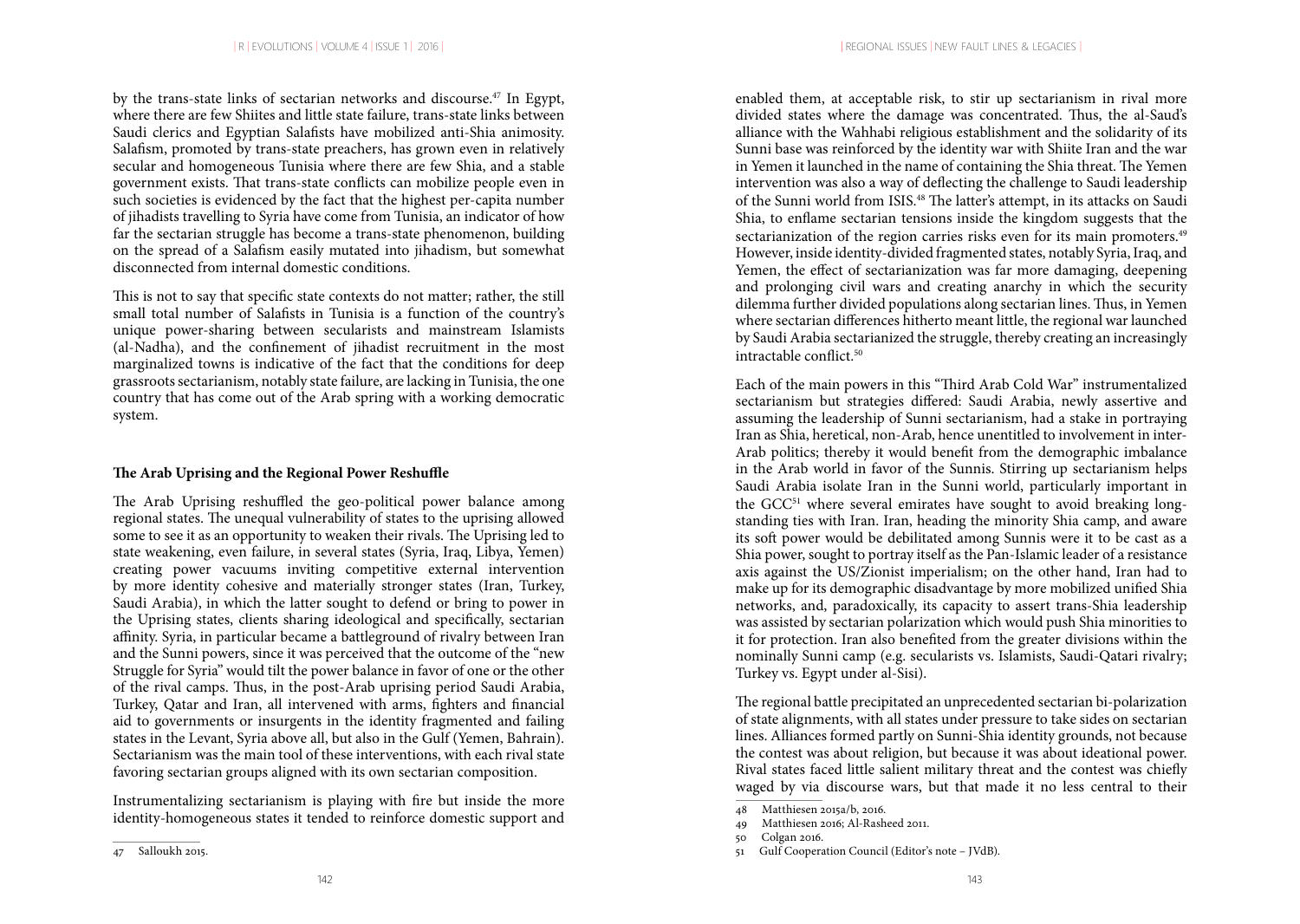by the trans-state links of sectarian networks and discourse.[47] In Egypt, where there are few Shiites and little state failure, trans-state links between Saudi clerics and Egyptian Salafists have mobilized anti-Shia animosity. Salafism, promoted by trans-state preachers, has grown even in relatively secular and homogeneous Tunisia where there are few Shia, and a stable government exists. That trans-state conflicts can mobilize people even in such societies is evidenced by the fact that the highest per-capita number of jihadists travelling to Syria have come from Tunisia, an indicator of how far the sectarian struggle has become a trans-state phenomenon, building on the spread of a Salafism easily mutated into jihadism, but somewhat disconnected from internal domestic conditions.

This is not to say that specific state contexts do not matter; rather, the still small total number of Salafists in Tunisia is a function of the country's unique power-sharing between secularists and mainstream Islamists (al-Nadha), and the confinement of jihadist recruitment in the most marginalized towns is indicative of the fact that the conditions for deep grassroots sectarianism, notably state failure, are lacking in Tunisia, the one country that has come out of the Arab spring with a working democratic system.

## The Arab Uprising and the Regional Power Reshuffle

The Arab Uprising reshuffled the geo-political power balance among regional states. The unequal vulnerability of states to the uprising allowed some to see it as an opportunity to weaken their rivals. The Uprising led to state weakening, even failure, in several states (Syria, Iraq, Libya, Yemen) creating power vacuums inviting competitive external intervention by more identity cohesive and materially stronger states (Iran, Turkey, Saudi Arabia), in which the latter sought to defend or bring to power in the Uprising states, clients sharing ideological and specifically, sectarian affinity. Syria, in particular became a battleground of rivalry between Iran and the Sunni powers, since it was perceived that the outcome of the "new Struggle for Syria" would tilt the power balance in favor of one or the other of the rival camps. Thus, in the post-Arab uprising period Saudi Arabia, Turkey, Qatar and Iran, all intervened with arms, fighters and financial aid to governments or insurgents in the identity fragmented and failing states in the Levant, Syria above all, but also in the Gulf (Yemen, Bahrain). Sectarianism was the main tool of these interventions, with each rival state favoring sectarian groups aligned with its own sectarian composition.

Instrumentalizing sectarianism is playing with fire but inside the more identity-homogeneous states it tended to reinforce domestic support and enabled them, at acceptable risk, to stir up sectarianism in rival more divided states where the damage was concentrated. Thus, the al-Saud's alliance with the Wahhabi religious establishment and the solidarity of its Sunni base was reinforced by the identity war with Shiite Iran and the war in Yemen it launched in the name of containing the Shia threat. The Yemen intervention was also a way of deflecting the challenge to Saudi leadership of the Sunni world from ISIS.[48] The latter's attempt, in its attacks on Saudi Shia, to enflame sectarian tensions inside the kingdom suggests that the sectarianization of the region carries risks even for its main promoters.[49] However, inside identity-divided fragmented states, notably Syria, Iraq, and Yemen, the effect of sectarianization was far more damaging, deepening and prolonging civil wars and creating anarchy in which the security dilemma further divided populations along sectarian lines. Thus, in Yemen where sectarian differences hitherto meant little, the regional war launched by Saudi Arabia sectarianized the struggle, thereby creating an increasingly intractable conflict.[50]

Each of the main powers in this "Third Arab Cold War" instrumentalized sectarianism but strategies differed: Saudi Arabia, newly assertive and assuming the leadership of Sunni sectarianism, had a stake in portraying Iran as Shia, heretical, non-Arab, hence unentitled to involvement in inter-Arab politics; thereby it would benefit from the demographic imbalance in the Arab world in favor of the Sunnis. Stirring up sectarianism helps Saudi Arabia isolate Iran in the Sunni world, particularly important in the GCC[51] where several emirates have sought to avoid breaking long-standing ties with Iran. Iran, heading the minority Shia camp, and aware its soft power would be debilitated among Sunnis were it to be cast as a Shia power, sought to portray itself as the Pan-Islamic leader of a resistance axis against the US/Zionist imperialism; on the other hand, Iran had to make up for its demographic disadvantage by more mobilized unified Shia networks, and, paradoxically, its capacity to assert trans-Shia leadership was assisted by sectarian polarization which would push Shia minorities to it for protection. Iran also benefited from the greater divisions within the nominally Sunni camp (e.g. secularists vs. Islamists, Saudi-Qatari rivalry; Turkey vs. Egypt under al-Sisi).

The regional battle precipitated an unprecedented sectarian bi-polarization of state alignments, with all states under pressure to take sides on sectarian lines. Alliances formed partly on Sunni-Shia identity grounds, not because the contest was about religion, but because it was about ideational power. Rival states faced little salient military threat and the contest was chiefly waged by via discourse wars, but that made it no less central to their

---

47 Salloukh 2015.

48 Matthiesen 2015a/b, 2016.

49 Matthiesen 2016; Al-Rasheed 2011.

50 Colgan 2016.

51 Gulf Cooperation Council (Editor's note – JVdB).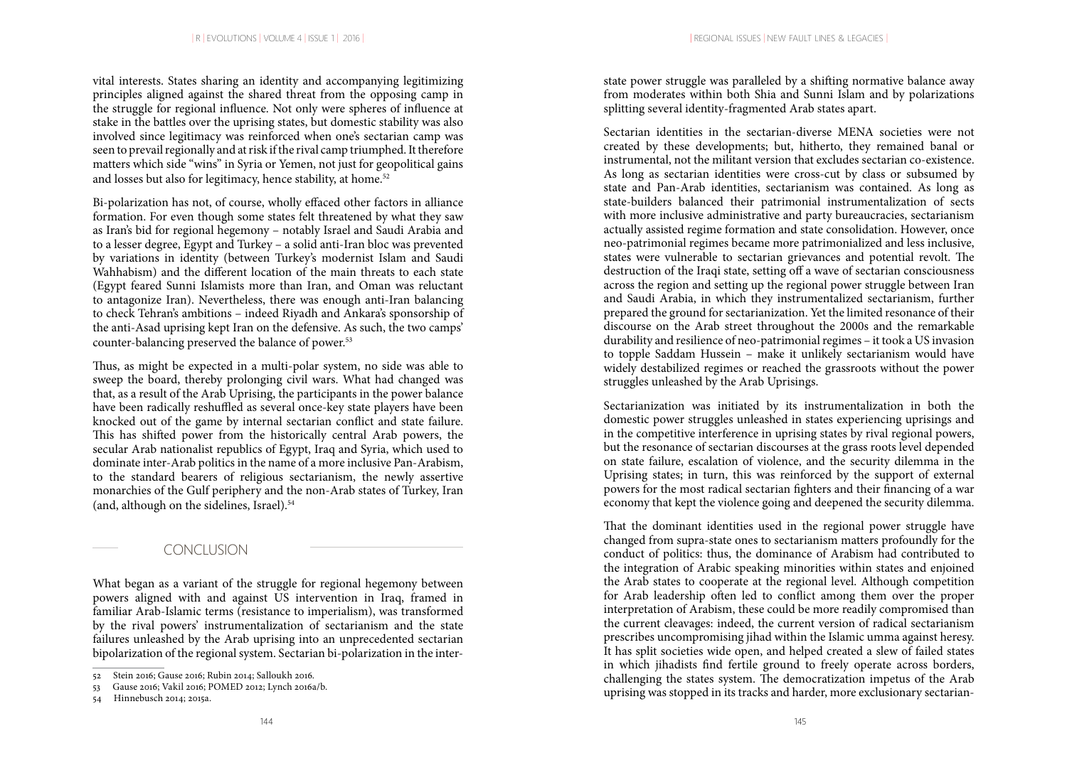vital interests. States sharing an identity and accompanying legitimizing principles aligned against the shared threat from the opposing camp in the struggle for regional influence. Not only were spheres of influence at stake in the battles over the uprising states, but domestic stability was also involved since legitimacy was reinforced when one's sectarian camp was seen to prevail regionally and at risk if the rival camp triumphed. It therefore matters which side "wins" in Syria or Yemen, not just for geopolitical gains and losses but also for legitimacy, hence stability, at home.[52]

Bi-polarization has not, of course, wholly effaced other factors in alliance formation. For even though some states felt threatened by what they saw as Iran's bid for regional hegemony – notably Israel and Saudi Arabia and to a lesser degree, Egypt and Turkey – a solid anti-Iran bloc was prevented by variations in identity (between Turkey's modernist Islam and Saudi Wahhabism) and the different location of the main threats to each state (Egypt feared Sunni Islamists more than Iran, and Oman was reluctant to antagonize Iran). Nevertheless, there was enough anti-Iran balancing to check Tehran's ambitions – indeed Riyadh and Ankara's sponsorship of the anti-Asad uprising kept Iran on the defensive. As such, the two camps' counter-balancing preserved the balance of power.[53]

Thus, as might be expected in a multi-polar system, no side was able to sweep the board, thereby prolonging civil wars. What had changed was that, as a result of the Arab Uprising, the participants in the power balance have been radically reshuffled as several once-key state players have been knocked out of the game by internal sectarian conflict and state failure. This has shifted power from the historically central Arab powers, the secular Arab nationalist republics of Egypt, Iraq and Syria, which used to dominate inter-Arab politics in the name of a more inclusive Pan-Arabism, to the standard bearers of religious sectarianism, the newly assertive monarchies of the Gulf periphery and the non-Arab states of Turkey, Iran (and, although on the sidelines, Israel).[54]

## CONCLUSION

What began as a variant of the struggle for regional hegemony between powers aligned with and against US intervention in Iraq, framed in familiar Arab-Islamic terms (resistance to imperialism), was transformed by the rival powers' instrumentalization of sectarianism and the state failures unleashed by the Arab uprising into an unprecedented sectarian bipolarization of the regional system. Sectarian bi-polarization in the inter-state power struggle was paralleled by a shifting normative balance away from moderates within both Shia and Sunni Islam and by polarizations splitting several identity-fragmented Arab states apart.

Sectarian identities in the sectarian-diverse MENA societies were not created by these developments; but, hitherto, they remained banal or instrumental, not the militant version that excludes sectarian co-existence. As long as sectarian identities were cross-cut by class or subsumed by state and Pan-Arab identities, sectarianism was contained. As long as state-builders balanced their patrimonial instrumentalization of sects with more inclusive administrative and party bureaucracies, sectarianism actually assisted regime formation and state consolidation. However, once neo-patrimonial regimes became more patrimonialized and less inclusive, states were vulnerable to sectarian grievances and potential revolt. The destruction of the Iraqi state, setting off a wave of sectarian consciousness across the region and setting up the regional power struggle between Iran and Saudi Arabia, in which they instrumentalized sectarianism, further prepared the ground for sectarianization. Yet the limited resonance of their discourse on the Arab street throughout the 2000s and the remarkable durability and resilience of neo-patrimonial regimes – it took a US invasion to topple Saddam Hussein – make it unlikely sectarianism would have widely destabilized regimes or reached the grassroots without the power struggles unleashed by the Arab Uprisings.

Sectarianization was initiated by its instrumentalization in both the domestic power struggles unleashed in states experiencing uprisings and in the competitive interference in uprising states by rival regional powers, but the resonance of sectarian discourses at the grass roots level depended on state failure, escalation of violence, and the security dilemma in the Uprising states; in turn, this was reinforced by the support of external powers for the most radical sectarian fighters and their financing of a war economy that kept the violence going and deepened the security dilemma.

That the dominant identities used in the regional power struggle have changed from supra-state ones to sectarianism matters profoundly for the conduct of politics: thus, the dominance of Arabism had contributed to the integration of Arabic speaking minorities within states and enjoined the Arab states to cooperate at the regional level. Although competition for Arab leadership often led to conflict among them over the proper interpretation of Arabism, these could be more readily compromised than the current cleavages: indeed, the current version of radical sectarianism prescribes uncompromising jihad within the Islamic umma against heresy. It has split societies wide open, and helped created a slew of failed states in which jihadists find fertile ground to freely operate across borders, challenging the states system. The democratization impetus of the Arab uprising was stopped in its tracks and harder, more exclusionary sectarian-

---

52 Stein 2016; Gause 2016; Rubin 2014; Salloukh 2016.

53 Gause 2016; Vakil 2016; POMED 2012; Lynch 2016a/b.

54 Hinnebusch 2014; 2015a.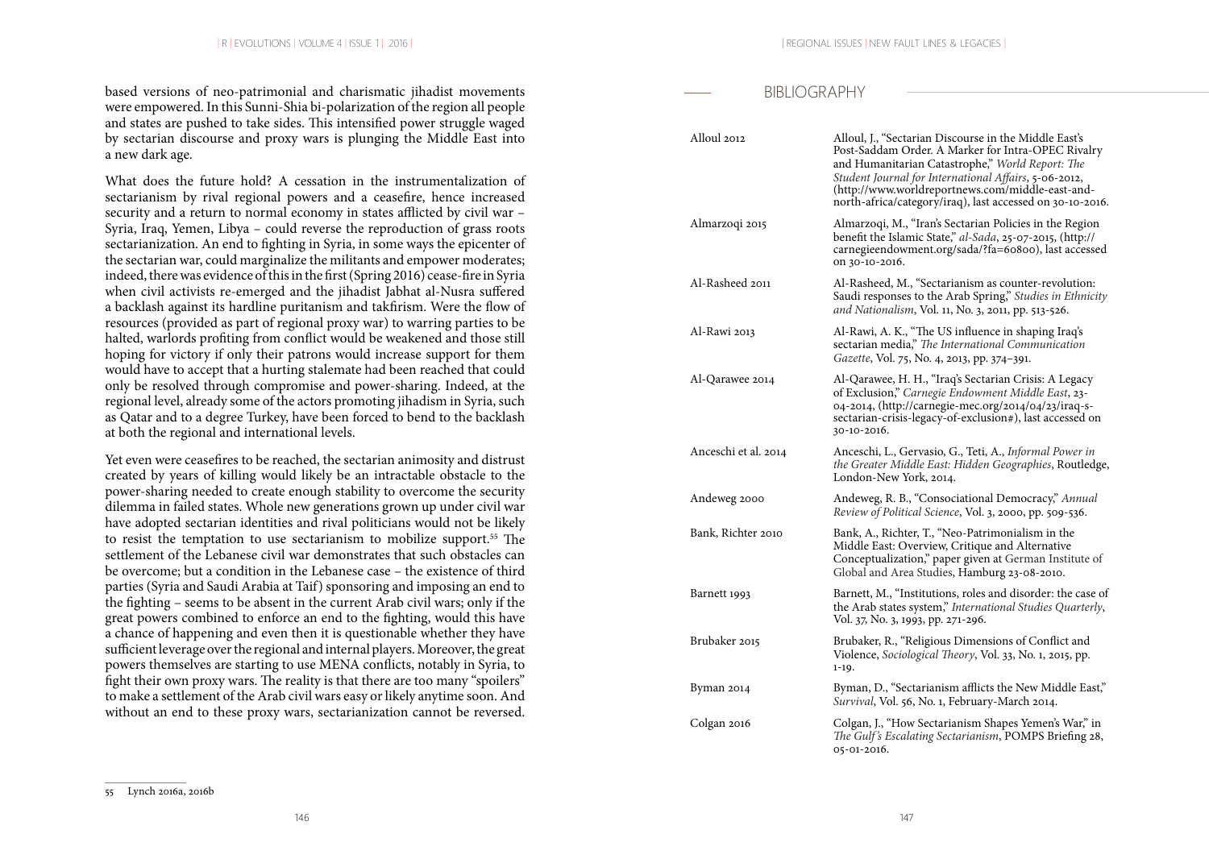based versions of neo-patrimonial and charismatic jihadist movements were empowered. In this Sunni-Shia bi-polarization of the region all people and states are pushed to take sides. This intensified power struggle waged by sectarian discourse and proxy wars is plunging the Middle East into a new dark age.

What does the future hold? A cessation in the instrumentalization of sectarianism by rival regional powers and a ceasefire, hence increased security and a return to normal economy in states afflicted by civil war – Syria, Iraq, Yemen, Libya – could reverse the reproduction of grass roots sectarianization. An end to fighting in Syria, in some ways the epicenter of the sectarian war, could marginalize the militants and empower moderates; indeed, there was evidence of this in the first (Spring 2016) cease-fire in Syria when civil activists re-emerged and the jihadist Jabhat al-Nusra suffered a backlash against its hardline puritanism and takfirism. Were the flow of resources (provided as part of regional proxy war) to warring parties to be halted, warlords profiting from conflict would be weakened and those still hoping for victory if only their patrons would increase support for them would have to accept that a hurting stalemate had been reached that could only be resolved through compromise and power-sharing. Indeed, at the regional level, already some of the actors promoting jihadism in Syria, such as Qatar and to a degree Turkey, have been forced to bend to the backlash at both the regional and international levels.

Yet even were ceasefires to be reached, the sectarian animosity and distrust created by years of killing would likely be an intractable obstacle to the power-sharing needed to create enough stability to overcome the security dilemma in failed states. Whole new generations grown up under civil war have adopted sectarian identities and rival politicians would not be likely to resist the temptation to use sectarianism to mobilize support.[55] The settlement of the Lebanese civil war demonstrates that such obstacles can be overcome; but a condition in the Lebanese case – the existence of third parties (Syria and Saudi Arabia at Taif) sponsoring and imposing an end to the fighting – seems to be absent in the current Arab civil wars; only if the great powers combined to enforce an end to the fighting, would this have a chance of happening and even then it is questionable whether they have sufficient leverage over the regional and internal players. Moreover, the great powers themselves are starting to use MENA conflicts, notably in Syria, to fight their own proxy wars. The reality is that there are too many "spoilers" to make a settlement of the Arab civil wars easy or likely anytime soon. And without an end to these proxy wars, sectarianization cannot be reversed.

55 Lynch 2016a, 2016b

## BIBLIOGRAPHY

| | |
|---|---|
| Alloul 2012 | Alloul, J., "Sectarian Discourse in the Middle East's Post-Saddam Order. A Marker for Intra-OPEC Rivalry and Humanitarian Catastrophe," *World Report: The Student Journal for International Affairs*, 5-06-2012, (http://www.worldreportnews.com/middle-east-and-north-africa/category/iraq), last accessed on 30-10-2016. |
| Almarzoqi 2015 | Almarzoqi, M., "Iran's Sectarian Policies in the Region benefit the Islamic State," *al-Sada*, 25-07-2015, (http://carnegieendowment.org/sada/?fa=60800), last accessed on 30-10-2016. |
| Al-Rasheed 2011 | Al-Rasheed, M., "Sectarianism as counter-revolution: Saudi responses to the Arab Spring," *Studies in Ethnicity and Nationalism*, Vol. 11, No. 3, 2011, pp. 513-526. |
| Al-Rawi 2013 | Al-Rawi, A. K., "The US influence in shaping Iraq's sectarian media," *The International Communication Gazette*, Vol. 75, No. 4, 2013, pp. 374–391. |
| Al-Qarawee 2014 | Al-Qarawee, H. H., "Iraq's Sectarian Crisis: A Legacy of Exclusion," *Carnegie Endowment Middle East*, 23-04-2014, (http://carnegie-mec.org/2014/04/23/iraq-s-sectarian-crisis-legacy-of-exclusion#), last accessed on 30-10-2016. |
| Anceschi et al. 2014 | Anceschi, L., Gervasio, G., Teti, A., *Informal Power in the Greater Middle East: Hidden Geographies*, Routledge, London-New York, 2014. |
| Andeweg 2000 | Andeweg, R. B., "Consociational Democracy," *Annual Review of Political Science*, Vol. 3, 2000, pp. 509-536. |
| Bank, Richter 2010 | Bank, A., Richter, T., "Neo-Patrimonialism in the Middle East: Overview, Critique and Alternative Conceptualization," paper given at German Institute of Global and Area Studies, Hamburg 23-08-2010. |
| Barnett 1993 | Barnett, M., "Institutions, roles and disorder: the case of the Arab states system," *International Studies Quarterly*, Vol. 37, No. 3, 1993, pp. 271-296. |
| Brubaker 2015 | Brubaker, R., "Religious Dimensions of Conflict and Violence, *Sociological Theory*, Vol. 33, No. 1, 2015, pp. 1-19. |
| Byman 2014 | Byman, D., "Sectarianism afflicts the New Middle East," *Survival*, Vol. 56, No. 1, February-March 2014. |
| Colgan 2016 | Colgan, J., "How Sectarianism Shapes Yemen's War," in *The Gulf's Escalating Sectarianism*, POMPS Briefing 28, 05-01-2016. |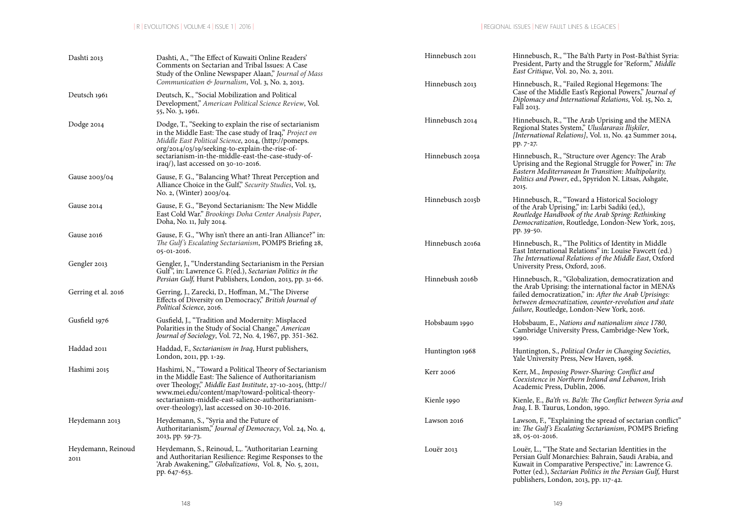Dashti 2013 — Dashti, A., "The Effect of Kuwaiti Online Readers' Comments on Sectarian and Tribal Issues: A Case Study of the Online Newspaper Alaan," *Journal of Mass Communication & Journalism*, Vol. 3, No. 2, 2013.

Deutsch 1961 — Deutsch, K., "Social Mobilization and Political Development," *American Political Science Review*, Vol. 55, No. 3, 1961.

Dodge 2014 — Dodge, T., "Seeking to explain the rise of sectarianism in the Middle East: The case study of Iraq," *Project on Middle East Political Science*, 2014, (http://pomeps.org/2014/03/19/seeking-to-explain-the-rise-of-sectarianism-in-the-middle-east-the-case-study-of-iraq/), last accessed on 30-10-2016.

Gause 2003/04 — Gause, F. G., "Balancing What? Threat Perception and Alliance Choice in the Gulf," *Security Studies*, Vol. 13, No. 2, (Winter) 2003/04.

Gause 2014 — Gause, F. G., "Beyond Sectarianism: The New Middle East Cold War." *Brookings Doha Center Analysis Paper*, Doha, No. 11, July 2014.

Gause 2016 — Gause, F. G., "Why isn't there an anti-Iran Alliance?" in: *The Gulf's Escalating Sectarianism*, POMPS Briefing 28, 05-01-2016.

Gengler 2013 — Gengler, J., "Understanding Sectarianism in the Persian Gulf", in: Lawrence G. P.(ed.), *Sectarian Politics in the Persian Gulf,* Hurst Publishers, London, 2013, pp. 31-66.

Gerring et al. 2016 — Gerring, J., Zarecki, D., Hoffman, M.,"The Diverse Effects of Diversity on Democracy," *British Journal of Political Science*, 2016.

Gusfield 1976 — Gusfield, J., "Tradition and Modernity: Misplaced Polarities in the Study of Social Change," *American Journal of Sociology*, Vol. 72, No. 4, 1967, pp. 351-362.

Haddad 2011 — Haddad, F., *Sectarianism in Iraq*, Hurst publishers, London, 2011, pp. 1-29.

Hashimi 2015 — Hashimi, N., "Toward a Political Theory of Sectarianism in the Middle East: The Salience of Authoritarianism over Theology," *Middle East Institute*, 27-10-2015, (http://www.mei.edu/content/map/toward-political-theory-sectarianism-middle-east-salience-authoritarianism-over-theology), last accessed on 30-10-2016.

Heydemann 2013 — Heydemann, S., "Syria and the Future of Authoritarianism," *Journal of Democracy*, Vol. 24, No. 4, 2013, pp. 59-73.

Heydemann, Reinoud 2011 — Heydemann, S., Reinoud, L,. "Authoritarian Learning and Authoritarian Resilience: Regime Responses to the 'Arab Awakening,'" *Globalizations*, Vol. 8, No. 5, 2011, pp. 647-653.

Hinnebusch 2011 — Hinnebusch, R., "The Ba'th Party in Post-Ba'thist Syria: President, Party and the Struggle for 'Reform," *Middle East Critique*, Vol. 20, No. 2, 2011.

Hinnebusch 2013 — Hinnebusch, R., "Failed Regional Hegemons: The Case of the Middle East's Regional Powers," *Journal of Diplomacy and International Relations*, Vol. 15, No. 2, Fall 2013.

Hinnebusch 2014 — Hinnebusch, R., "The Arab Uprising and the MENA Regional States System," *Uluslararası İlişkiler, [International Relations]*, Vol. 11, No. 42 Summer 2014, pp. 7-27.

Hinnebusch 2015a — Hinnebusch, R., "Structure over Agency: The Arab Uprising and the Regional Struggle for Power," in: *The Eastern Mediterranean In Transition: Multipolarity, Politics and Power*, ed., Spyridon N. Litsas, Ashgate, 2015.

Hinnebusch 2015b — Hinnebusch, R., "Toward a Historical Sociology of the Arab Uprising," in: Larbi Sadiki (ed,), *Routledge Handbook of the Arab Spring: Rethinking Democratization*, Routledge, London-New York, 2015, pp. 39-50.

Hinnebusch 2016a — Hinnebusch, R., "The Politics of Identity in Middle East International Relations" in: Louise Fawcett (ed.) *The International Relations of the Middle East*, Oxford University Press, Oxford, 2016.

Hinnebush 2016b — Hinnebusch, R., "Globalization, democratization and the Arab Uprising: the international factor in MENA's failed democratization," in: *After the Arab Uprisings: between democratization, counter-revolution and state failure*, Routledge, London-New York, 2016.

Hobsbaum 1990 — Hobsbaum, E., *Nations and nationalism since 1780*, Cambridge University Press, Cambridge-New York, 1990.

Huntington 1968 — Huntington, S., *Political Order in Changing Societies*, Yale University Press, New Haven, 1968.

Kerr 2006 — Kerr, M., *Imposing Power-Sharing: Conflict and Coexistence in Northern Ireland and Lebanon*, Irish Academic Press, Dublin, 2006.

Kienle 1990 — Kienle, E., *Ba'th vs. Ba'th: The Conflict between Syria and Iraq*, I. B. Taurus, London, 1990.

Lawson 2016 — Lawson, F., "Explaining the spread of sectarian conflict" in: *The Gulf's Escalating Sectarianism*, POMPS Briefing 28, 05-01-2016.

Louër 2013 — Louër, L., "The State and Sectarian Identities in the Persian Gulf Monarchies: Bahrain, Saudi Arabia, and Kuwait in Comparative Perspective," in: Lawrence G. Potter (ed.), *Sectarian Politics in the Persian Gulf,* Hurst publishers, London, 2013, pp. 117-42.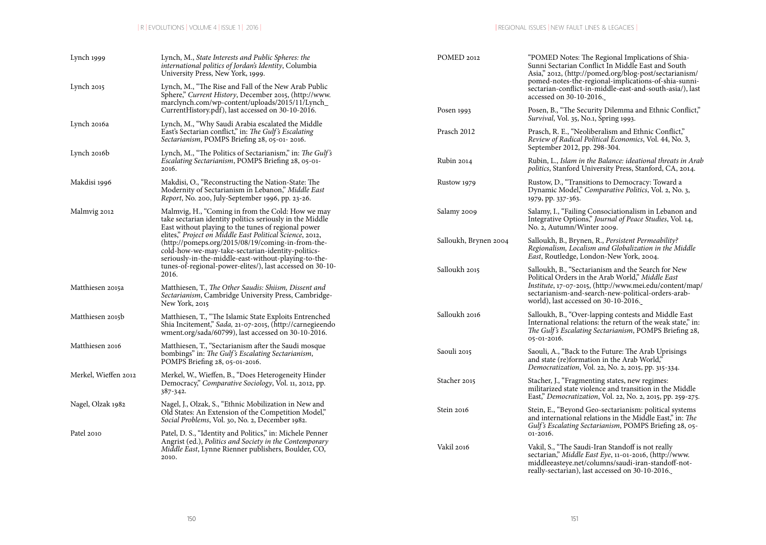| | |
|---|---|
| Lynch 1999 | Lynch, M., *State Interests and Public Spheres: the international politics of Jordan's Identity*, Columbia University Press, New York, 1999. |
| Lynch 2015 | Lynch, M., "The Rise and Fall of the New Arab Public Sphere," *Current History*, December 2015, (http://www.marclynch.com/wp-content/uploads/2015/11/Lynch_CurrentHistory.pdf), last accessed on 30-10-2016. |
| Lynch 2016a | Lynch, M., "Why Saudi Arabia escalated the Middle East's Sectarian conflict," in: *The Gulf's Escalating Sectarianism*, POMPS Briefing 28, 05-01- 2016. |
| Lynch 2016b | Lynch, M., "The Politics of Sectarianism," in: *The Gulf's Escalating Sectarianism*, POMPS Briefing 28, 05-01-2016. |
| Makdisi 1996 | Makdisi, O., "Reconstructing the Nation-State: The Modernity of Sectarianism in Lebanon," *Middle East Report*, No. 200, July-September 1996, pp. 23-26. |
| Malmvig 2012 | Malmvig, H., "Coming in from the Cold: How we may take sectarian identity politics seriously in the Middle East without playing to the tunes of regional power elites," *Project on Middle East Political Science*, 2012, (http://pomeps.org/2015/08/19/coming-in-from-the-cold-how-we-may-take-sectarian-identity-politics-seriously-in-the-middle-east-without-playing-to-the-tunes-of-regional-power-elites/), last accessed on 30-10-2016. |
| Matthiesen 2015a | Matthiesen, T., *The Other Saudis: Shiism, Dissent and Sectarianism*, Cambridge University Press, Cambridge-New York, 2015 |
| Matthiesen 2015b | Matthiesen, T., "The Islamic State Exploits Entrenched Shia Incitement," *Sada*, 21-07-2015, (http://carnegieendowment.org/sada/60799), last accessed on 30-10-2016. |
| Matthiesen 2016 | Matthiesen, T., "Sectarianism after the Saudi mosque bombings" in: *The Gulf's Escalating Sectarianism*, POMPS Briefing 28, 05-01-2016. |
| Merkel, Wieffen 2012 | Merkel, W., Wieffen, B., "Does Heterogeneity Hinder Democracy," *Comparative Sociology*, Vol. 11, 2012, pp. 387-342. |
| Nagel, Olzak 1982 | Nagel, J., Olzak, S., "Ethnic Mobilization in New and Old States: An Extension of the Competition Model," *Social Problems*, Vol. 30, No. 2, December 1982. |
| Patel 2010 | Patel, D. S., "Identity and Politics," in: Michele Penner Angrist (ed.), *Politics and Society in the Contemporary Middle East*, Lynne Rienner publishers, Boulder, CO, 2010. |
| POMED 2012 | "POMED Notes: The Regional Implications of Shia-Sunni Sectarian Conflict In Middle East and South Asia," 2012, (http://pomed.org/blog-post/sectarianism/pomed-notes-the-regional-implications-of-shia-sunni-sectarian-conflict-in-middle-east-and-south-asia/), last accessed on 30-10-2016. |
| Posen 1993 | Posen, B., "The Security Dilemma and Ethnic Conflict," *Survival*, Vol. 35, No.1, Spring 1993. |
| Prasch 2012 | Prasch, R. E., "Neoliberalism and Ethnic Conflict," *Review of Radical Political Economics*, Vol. 44, No. 3, September 2012, pp. 298-304. |
| Rubin 2014 | Rubin, L., *Islam in the Balance: ideational threats in Arab politics*, Stanford University Press, Stanford, CA, 2014. |
| Rustow 1979 | Rustow, D., "Transitions to Democracy: Toward a Dynamic Model," *Comparative Politics*, Vol. 2, No. 3, 1979, pp. 337-363. |
| Salamy 2009 | Salamy, I., "Failing Consociationalism in Lebanon and Integrative Options," *Journal of Peace Studies*, Vol. 14, No. 2, Autumn/Winter 2009. |
| Salloukh, Brynen 2004 | Salloukh, B., Brynen, R., *Persistent Permeability? Regionalism, Localism and Globalization in the Middle East*, Routledge, London-New York, 2004. |
| Salloukh 2015 | Salloukh, B., "Sectarianism and the Search for New Political Orders in the Arab World," *Middle East Institute*, 17-07-2015, (http://www.mei.edu/content/map/sectarianism-and-search-new-political-orders-arab-world), last accessed on 30-10-2016. |
| Salloukh 2016 | Salloukh, B., "Over-lapping contests and Middle East International relations: the return of the weak state," in: *The Gulf's Escalating Sectarianism*, POMPS Briefing 28, 05-01-2016. |
| Saouli 2015 | Saouli, A., "Back to the Future: The Arab Uprisings and state (re)formation in the Arab World," *Democratization*, Vol. 22, No. 2, 2015, pp. 315-334. |
| Stacher 2015 | Stacher, J., "Fragmenting states, new regimes: militarized state violence and transition in the Middle East," *Democratization*, Vol. 22, No. 2, 2015, pp. 259-275. |
| Stein 2016 | Stein, E., "Beyond Geo-sectarianism: political systems and international relations in the Middle East," in: *The Gulf's Escalating Sectarianism*, POMPS Briefing 28, 05-01-2016. |
| Vakil 2016 | Vakil, S., "The Saudi-Iran Standoff is not really sectarian," *Middle East Eye*, 11-01-2016, (http://www.middleeasteye.net/columns/saudi-iran-standoff-not-really-sectarian), last accessed on 30-10-2016. |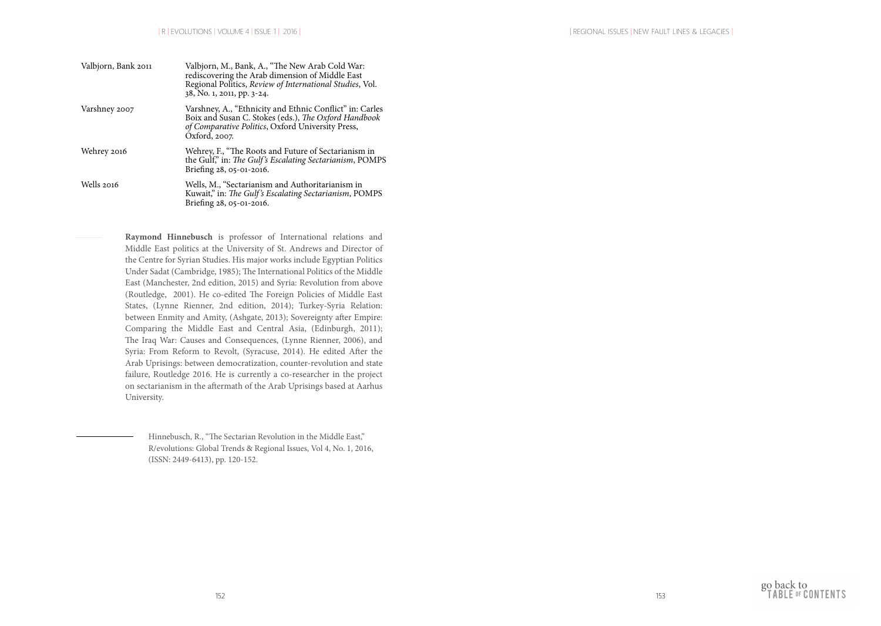| | |
|---|---|
| Valbjorn, Bank 2011 | Valbjorn, M., Bank, A., "The New Arab Cold War: rediscovering the Arab dimension of Middle East Regional Politics, *Review of International Studies*, Vol. 38, No. 1, 2011, pp. 3-24. |
| Varshney 2007 | Varshney, A., "Ethnicity and Ethnic Conflict" in: Carles Boix and Susan C. Stokes (eds.), *The Oxford Handbook of Comparative Politics*, Oxford University Press, Oxford, 2007. |
| Wehrey 2016 | Wehrey, F., "The Roots and Future of Sectarianism in the Gulf," in: *The Gulf's Escalating Sectarianism*, POMPS Briefing 28, 05-01-2016. |
| Wells 2016 | Wells, M., "Sectarianism and Authoritarianism in Kuwait," in: *The Gulf's Escalating Sectarianism*, POMPS Briefing 28, 05-01-2016. |

**Raymond Hinnebusch** is professor of International relations and Middle East politics at the University of St. Andrews and Director of the Centre for Syrian Studies. His major works include Egyptian Politics Under Sadat (Cambridge, 1985); The International Politics of the Middle East (Manchester, 2nd edition, 2015) and Syria: Revolution from above (Routledge, 2001). He co-edited The Foreign Policies of Middle East States, (Lynne Rienner, 2nd edition, 2014); Turkey-Syria Relation: between Enmity and Amity, (Ashgate, 2013); Sovereignty after Empire: Comparing the Middle East and Central Asia, (Edinburgh, 2011); The Iraq War: Causes and Consequences, (Lynne Rienner, 2006), and Syria: From Reform to Revolt, (Syracuse, 2014). He edited After the Arab Uprisings: between democratization, counter-revolution and state failure, Routledge 2016. He is currently a co-researcher in the project on sectarianism in the aftermath of the Arab Uprisings based at Aarhus University.

Hinnebusch, R., "The Sectarian Revolution in the Middle East," R/evolutions: Global Trends & Regional Issues, Vol 4, No. 1, 2016, (ISSN: 2449-6413), pp. 120-152.

go back to TABLE OF CONTENTS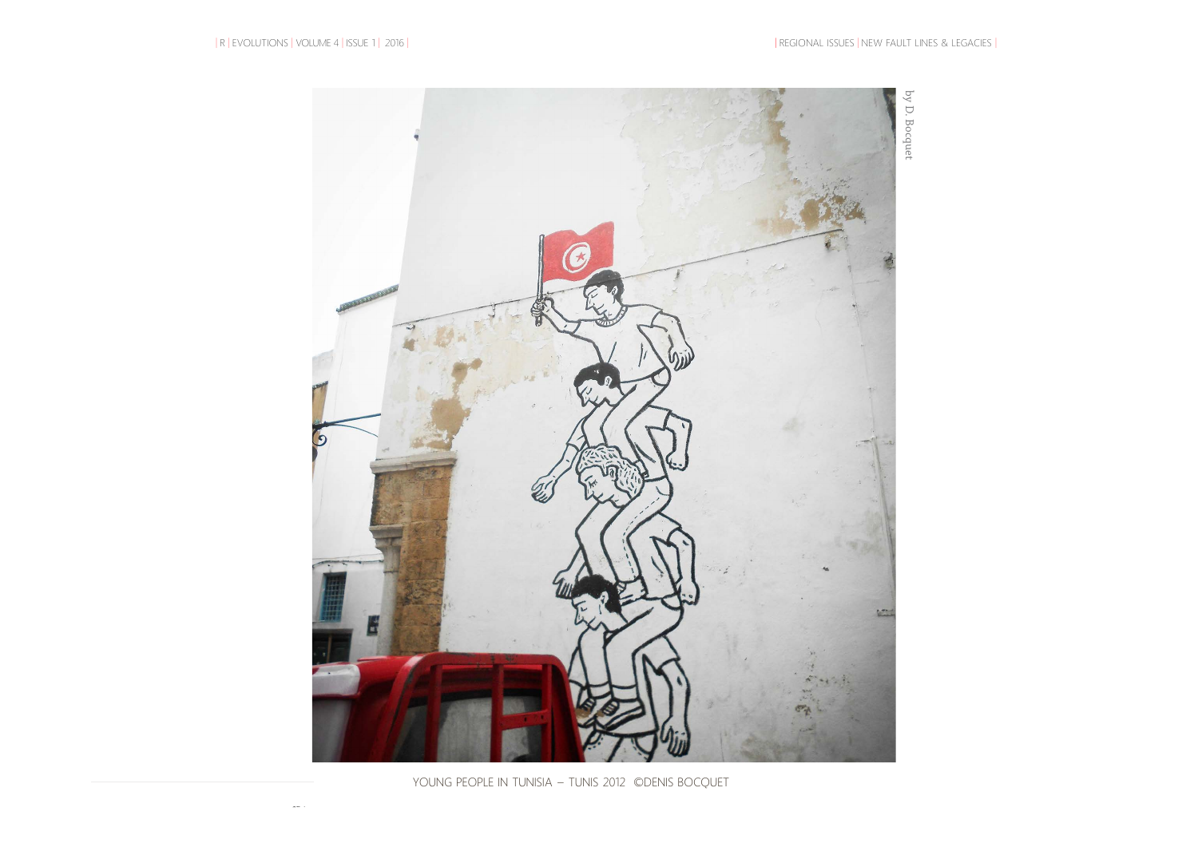YOUNG PEOPLE IN TUNISIA – TUNIS 2012 ©DENIS BOCQUET